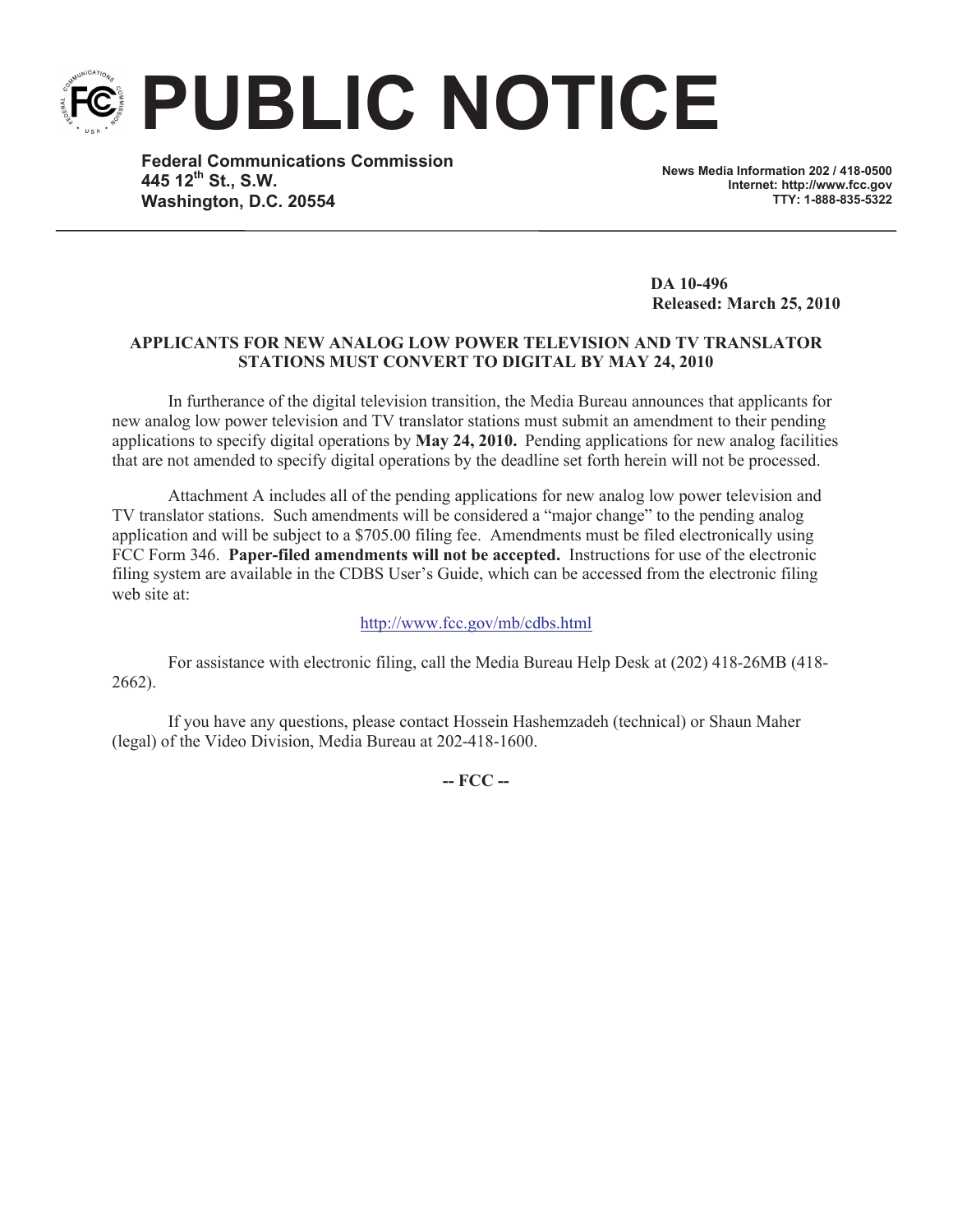# PUBLIC NOTICE

**Federal Communications Commission**
**445 12th St., S.W.**
**Washington, D.C. 20554**

**News Media Information 202 / 418-0500**
**Internet: http://www.fcc.gov**
**TTY: 1-888-835-5322**

**DA 10-496**
**Released: March 25, 2010**

**APPLICANTS FOR NEW ANALOG LOW POWER TELEVISION AND TV TRANSLATOR STATIONS MUST CONVERT TO DIGITAL BY MAY 24, 2010**

In furtherance of the digital television transition, the Media Bureau announces that applicants for new analog low power television and TV translator stations must submit an amendment to their pending applications to specify digital operations by **May 24, 2010.** Pending applications for new analog facilities that are not amended to specify digital operations by the deadline set forth herein will not be processed.

Attachment A includes all of the pending applications for new analog low power television and TV translator stations. Such amendments will be considered a "major change" to the pending analog application and will be subject to a $705.00 filing fee. Amendments must be filed electronically using FCC Form 346. **Paper-filed amendments will not be accepted.** Instructions for use of the electronic filing system are available in the CDBS User's Guide, which can be accessed from the electronic filing web site at:

http://www.fcc.gov/mb/cdbs.html

For assistance with electronic filing, call the Media Bureau Help Desk at (202) 418-26MB (418-2662).

If you have any questions, please contact Hossein Hashemzadeh (technical) or Shaun Maher (legal) of the Video Division, Media Bureau at 202-418-1600.

**-- FCC --**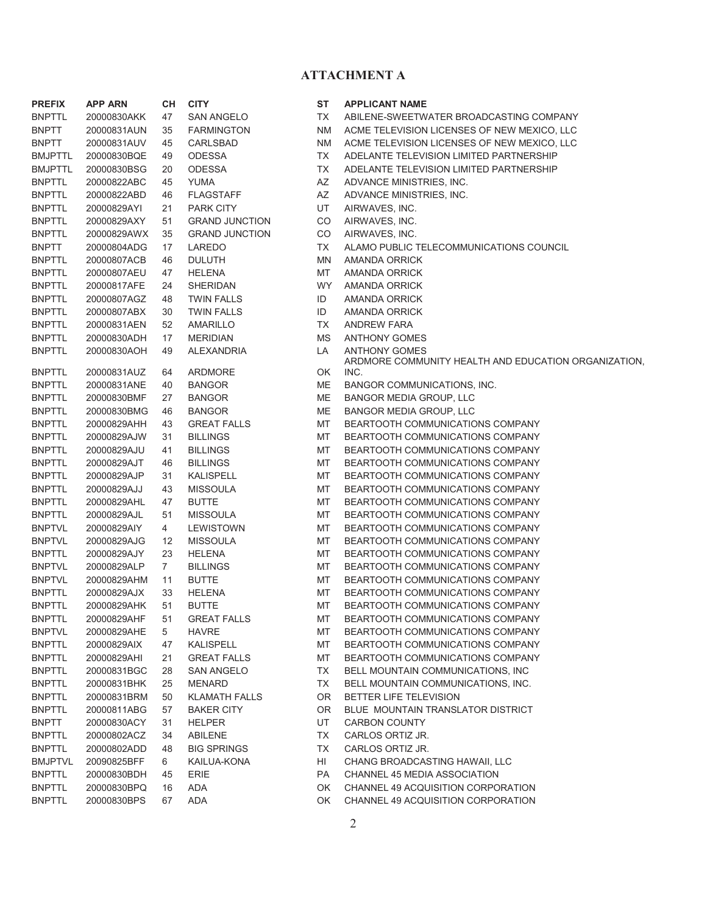# ATTACHMENT A

| PREFIX | APP ARN | CH | CITY | ST | APPLICANT NAME |
|---|---|---|---|---|---|
| BNPTTL | 20000830AKK | 47 | SAN ANGELO | TX | ABILENE-SWEETWATER BROADCASTING COMPANY |
| BNPTT | 20000831AUN | 35 | FARMINGTON | NM | ACME TELEVISION LICENSES OF NEW MEXICO, LLC |
| BNPTT | 20000831AUV | 45 | CARLSBAD | NM | ACME TELEVISION LICENSES OF NEW MEXICO, LLC |
| BMJPTTL | 20000830BQE | 49 | ODESSA | TX | ADELANTE TELEVISION LIMITED PARTNERSHIP |
| BMJPTTL | 20000830BSG | 20 | ODESSA | TX | ADELANTE TELEVISION LIMITED PARTNERSHIP |
| BNPTTL | 20000822ABC | 45 | YUMA | AZ | ADVANCE MINISTRIES, INC. |
| BNPTTL | 20000822ABD | 46 | FLAGSTAFF | AZ | ADVANCE MINISTRIES, INC. |
| BNPTTL | 20000829AYI | 21 | PARK CITY | UT | AIRWAVES, INC. |
| BNPTTL | 20000829AXY | 51 | GRAND JUNCTION | CO | AIRWAVES, INC. |
| BNPTTL | 20000829AWX | 35 | GRAND JUNCTION | CO | AIRWAVES, INC. |
| BNPTT | 20000804ADG | 17 | LAREDO | TX | ALAMO PUBLIC TELECOMMUNICATIONS COUNCIL |
| BNPTTL | 20000807ACB | 46 | DULUTH | MN | AMANDA ORRICK |
| BNPTTL | 20000807AEU | 47 | HELENA | MT | AMANDA ORRICK |
| BNPTTL | 20000817AFE | 24 | SHERIDAN | WY | AMANDA ORRICK |
| BNPTTL | 20000807AGZ | 48 | TWIN FALLS | ID | AMANDA ORRICK |
| BNPTTL | 20000807ABX | 30 | TWIN FALLS | ID | AMANDA ORRICK |
| BNPTTL | 20000831AEN | 52 | AMARILLO | TX | ANDREW FARA |
| BNPTTL | 20000830ADH | 17 | MERIDIAN | MS | ANTHONY GOMES |
| BNPTTL | 20000830AOH | 49 | ALEXANDRIA | LA | ANTHONY GOMES |
| BNPTTL | 20000831AUZ | 64 | ARDMORE | OK | ARDMORE COMMUNITY HEALTH AND EDUCATION ORGANIZATION, INC. |
| BNPTTL | 20000831ANE | 40 | BANGOR | ME | BANGOR COMMUNICATIONS, INC. |
| BNPTTL | 20000830BMF | 27 | BANGOR | ME | BANGOR MEDIA GROUP, LLC |
| BNPTTL | 20000830BMG | 46 | BANGOR | ME | BANGOR MEDIA GROUP, LLC |
| BNPTTL | 20000829AHH | 43 | GREAT FALLS | MT | BEARTOOTH COMMUNICATIONS COMPANY |
| BNPTTL | 20000829AJW | 31 | BILLINGS | MT | BEARTOOTH COMMUNICATIONS COMPANY |
| BNPTTL | 20000829AJU | 41 | BILLINGS | MT | BEARTOOTH COMMUNICATIONS COMPANY |
| BNPTTL | 20000829AJT | 46 | BILLINGS | MT | BEARTOOTH COMMUNICATIONS COMPANY |
| BNPTTL | 20000829AJP | 31 | KALISPELL | MT | BEARTOOTH COMMUNICATIONS COMPANY |
| BNPTTL | 20000829AJJ | 43 | MISSOULA | MT | BEARTOOTH COMMUNICATIONS COMPANY |
| BNPTTL | 20000829AHL | 47 | BUTTE | MT | BEARTOOTH COMMUNICATIONS COMPANY |
| BNPTTL | 20000829AJL | 51 | MISSOULA | MT | BEARTOOTH COMMUNICATIONS COMPANY |
| BNPTVL | 20000829AIY | 4 | LEWISTOWN | MT | BEARTOOTH COMMUNICATIONS COMPANY |
| BNPTVL | 20000829AJG | 12 | MISSOULA | MT | BEARTOOTH COMMUNICATIONS COMPANY |
| BNPTTL | 20000829AJY | 23 | HELENA | MT | BEARTOOTH COMMUNICATIONS COMPANY |
| BNPTVL | 20000829ALP | 7 | BILLINGS | MT | BEARTOOTH COMMUNICATIONS COMPANY |
| BNPTVL | 20000829AHM | 11 | BUTTE | MT | BEARTOOTH COMMUNICATIONS COMPANY |
| BNPTTL | 20000829AJX | 33 | HELENA | MT | BEARTOOTH COMMUNICATIONS COMPANY |
| BNPTTL | 20000829AHK | 51 | BUTTE | MT | BEARTOOTH COMMUNICATIONS COMPANY |
| BNPTTL | 20000829AHF | 51 | GREAT FALLS | MT | BEARTOOTH COMMUNICATIONS COMPANY |
| BNPTVL | 20000829AHE | 5 | HAVRE | MT | BEARTOOTH COMMUNICATIONS COMPANY |
| BNPTTL | 20000829AIX | 47 | KALISPELL | MT | BEARTOOTH COMMUNICATIONS COMPANY |
| BNPTTL | 20000829AHI | 21 | GREAT FALLS | MT | BEARTOOTH COMMUNICATIONS COMPANY |
| BNPTTL | 20000831BGC | 28 | SAN ANGELO | TX | BELL MOUNTAIN COMMUNICATIONS, INC |
| BNPTTL | 20000831BHK | 25 | MENARD | TX | BELL MOUNTAIN COMMUNICATIONS, INC. |
| BNPTTL | 20000831BRM | 50 | KLAMATH FALLS | OR | BETTER LIFE TELEVISION |
| BNPTTL | 20000811ABG | 57 | BAKER CITY | OR | BLUE MOUNTAIN TRANSLATOR DISTRICT |
| BNPTT | 20000830ACY | 31 | HELPER | UT | CARBON COUNTY |
| BNPTTL | 20000802ACZ | 34 | ABILENE | TX | CARLOS ORTIZ JR. |
| BNPTTL | 20000802ADD | 48 | BIG SPRINGS | TX | CARLOS ORTIZ JR. |
| BMJPTVL | 20090825BFF | 6 | KAILUA-KONA | HI | CHANG BROADCASTING HAWAII, LLC |
| BNPTTL | 20000830BDH | 45 | ERIE | PA | CHANNEL 45 MEDIA ASSOCIATION |
| BNPTTL | 20000830BPQ | 16 | ADA | OK | CHANNEL 49 ACQUISITION CORPORATION |
| BNPTTL | 20000830BPS | 67 | ADA | OK | CHANNEL 49 ACQUISITION CORPORATION |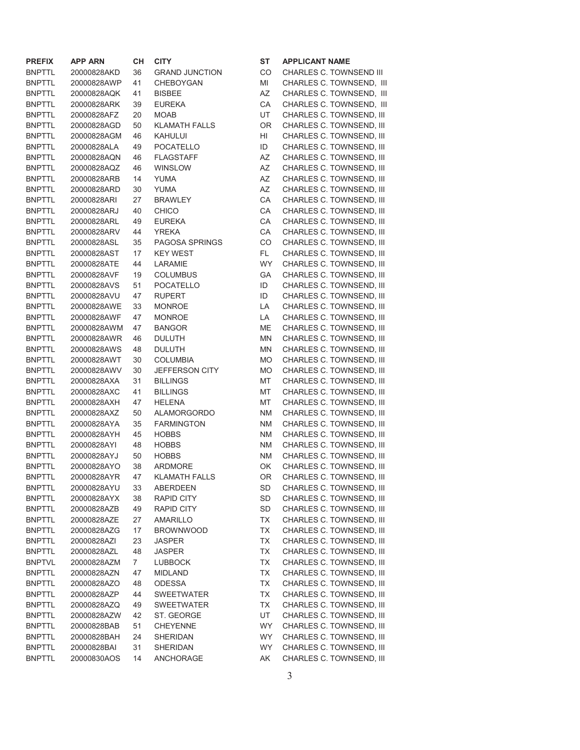| PREFIX | APP ARN | CH | CITY | ST | APPLICANT NAME |
|---|---|---|---|---|---|
| BNPTTL | 20000828AKD | 36 | GRAND JUNCTION | CO | CHARLES C. TOWNSEND III |
| BNPTTL | 20000828AWP | 41 | CHEBOYGAN | MI | CHARLES C. TOWNSEND, III |
| BNPTTL | 20000828AQK | 41 | BISBEE | AZ | CHARLES C. TOWNSEND, III |
| BNPTTL | 20000828ARK | 39 | EUREKA | CA | CHARLES C. TOWNSEND, III |
| BNPTTL | 20000828AFZ | 20 | MOAB | UT | CHARLES C. TOWNSEND, III |
| BNPTTL | 20000828AGD | 50 | KLAMATH FALLS | OR | CHARLES C. TOWNSEND, III |
| BNPTTL | 20000828AGM | 46 | KAHULUI | HI | CHARLES C. TOWNSEND, III |
| BNPTTL | 20000828ALA | 49 | POCATELLO | ID | CHARLES C. TOWNSEND, III |
| BNPTTL | 20000828AQN | 46 | FLAGSTAFF | AZ | CHARLES C. TOWNSEND, III |
| BNPTTL | 20000828AQZ | 46 | WINSLOW | AZ | CHARLES C. TOWNSEND, III |
| BNPTTL | 20000828ARB | 14 | YUMA | AZ | CHARLES C. TOWNSEND, III |
| BNPTTL | 20000828ARD | 30 | YUMA | AZ | CHARLES C. TOWNSEND, III |
| BNPTTL | 20000828ARI | 27 | BRAWLEY | CA | CHARLES C. TOWNSEND, III |
| BNPTTL | 20000828ARJ | 40 | CHICO | CA | CHARLES C. TOWNSEND, III |
| BNPTTL | 20000828ARL | 49 | EUREKA | CA | CHARLES C. TOWNSEND, III |
| BNPTTL | 20000828ARV | 44 | YREKA | CA | CHARLES C. TOWNSEND, III |
| BNPTTL | 20000828ASL | 35 | PAGOSA SPRINGS | CO | CHARLES C. TOWNSEND, III |
| BNPTTL | 20000828AST | 17 | KEY WEST | FL | CHARLES C. TOWNSEND, III |
| BNPTTL | 20000828ATE | 44 | LARAMIE | WY | CHARLES C. TOWNSEND, III |
| BNPTTL | 20000828AVF | 19 | COLUMBUS | GA | CHARLES C. TOWNSEND, III |
| BNPTTL | 20000828AVS | 51 | POCATELLO | ID | CHARLES C. TOWNSEND, III |
| BNPTTL | 20000828AVU | 47 | RUPERT | ID | CHARLES C. TOWNSEND, III |
| BNPTTL | 20000828AWE | 33 | MONROE | LA | CHARLES C. TOWNSEND, III |
| BNPTTL | 20000828AWF | 47 | MONROE | LA | CHARLES C. TOWNSEND, III |
| BNPTTL | 20000828AWM | 47 | BANGOR | ME | CHARLES C. TOWNSEND, III |
| BNPTTL | 20000828AWR | 46 | DULUTH | MN | CHARLES C. TOWNSEND, III |
| BNPTTL | 20000828AWS | 48 | DULUTH | MN | CHARLES C. TOWNSEND, III |
| BNPTTL | 20000828AWT | 30 | COLUMBIA | MO | CHARLES C. TOWNSEND, III |
| BNPTTL | 20000828AWV | 30 | JEFFERSON CITY | MO | CHARLES C. TOWNSEND, III |
| BNPTTL | 20000828AXA | 31 | BILLINGS | MT | CHARLES C. TOWNSEND, III |
| BNPTTL | 20000828AXC | 41 | BILLINGS | MT | CHARLES C. TOWNSEND, III |
| BNPTTL | 20000828AXH | 47 | HELENA | MT | CHARLES C. TOWNSEND, III |
| BNPTTL | 20000828AXZ | 50 | ALAMORGORDO | NM | CHARLES C. TOWNSEND, III |
| BNPTTL | 20000828AYA | 35 | FARMINGTON | NM | CHARLES C. TOWNSEND, III |
| BNPTTL | 20000828AYH | 45 | HOBBS | NM | CHARLES C. TOWNSEND, III |
| BNPTTL | 20000828AYI | 48 | HOBBS | NM | CHARLES C. TOWNSEND, III |
| BNPTTL | 20000828AYJ | 50 | HOBBS | NM | CHARLES C. TOWNSEND, III |
| BNPTTL | 20000828AYO | 38 | ARDMORE | OK | CHARLES C. TOWNSEND, III |
| BNPTTL | 20000828AYR | 47 | KLAMATH FALLS | OR | CHARLES C. TOWNSEND, III |
| BNPTTL | 20000828AYU | 33 | ABERDEEN | SD | CHARLES C. TOWNSEND, III |
| BNPTTL | 20000828AYX | 38 | RAPID CITY | SD | CHARLES C. TOWNSEND, III |
| BNPTTL | 20000828AZB | 49 | RAPID CITY | SD | CHARLES C. TOWNSEND, III |
| BNPTTL | 20000828AZE | 27 | AMARILLO | TX | CHARLES C. TOWNSEND, III |
| BNPTTL | 20000828AZG | 17 | BROWNWOOD | TX | CHARLES C. TOWNSEND, III |
| BNPTTL | 20000828AZI | 23 | JASPER | TX | CHARLES C. TOWNSEND, III |
| BNPTTL | 20000828AZL | 48 | JASPER | TX | CHARLES C. TOWNSEND, III |
| BNPTVL | 20000828AZM | 7 | LUBBOCK | TX | CHARLES C. TOWNSEND, III |
| BNPTTL | 20000828AZN | 47 | MIDLAND | TX | CHARLES C. TOWNSEND, III |
| BNPTTL | 20000828AZO | 48 | ODESSA | TX | CHARLES C. TOWNSEND, III |
| BNPTTL | 20000828AZP | 44 | SWEETWATER | TX | CHARLES C. TOWNSEND, III |
| BNPTTL | 20000828AZQ | 49 | SWEETWATER | TX | CHARLES C. TOWNSEND, III |
| BNPTTL | 20000828AZW | 42 | ST. GEORGE | UT | CHARLES C. TOWNSEND, III |
| BNPTTL | 20000828BAB | 51 | CHEYENNE | WY | CHARLES C. TOWNSEND, III |
| BNPTTL | 20000828BAH | 24 | SHERIDAN | WY | CHARLES C. TOWNSEND, III |
| BNPTTL | 20000828BAI | 31 | SHERIDAN | WY | CHARLES C. TOWNSEND, III |
| BNPTTL | 20000830AOS | 14 | ANCHORAGE | AK | CHARLES C. TOWNSEND, III |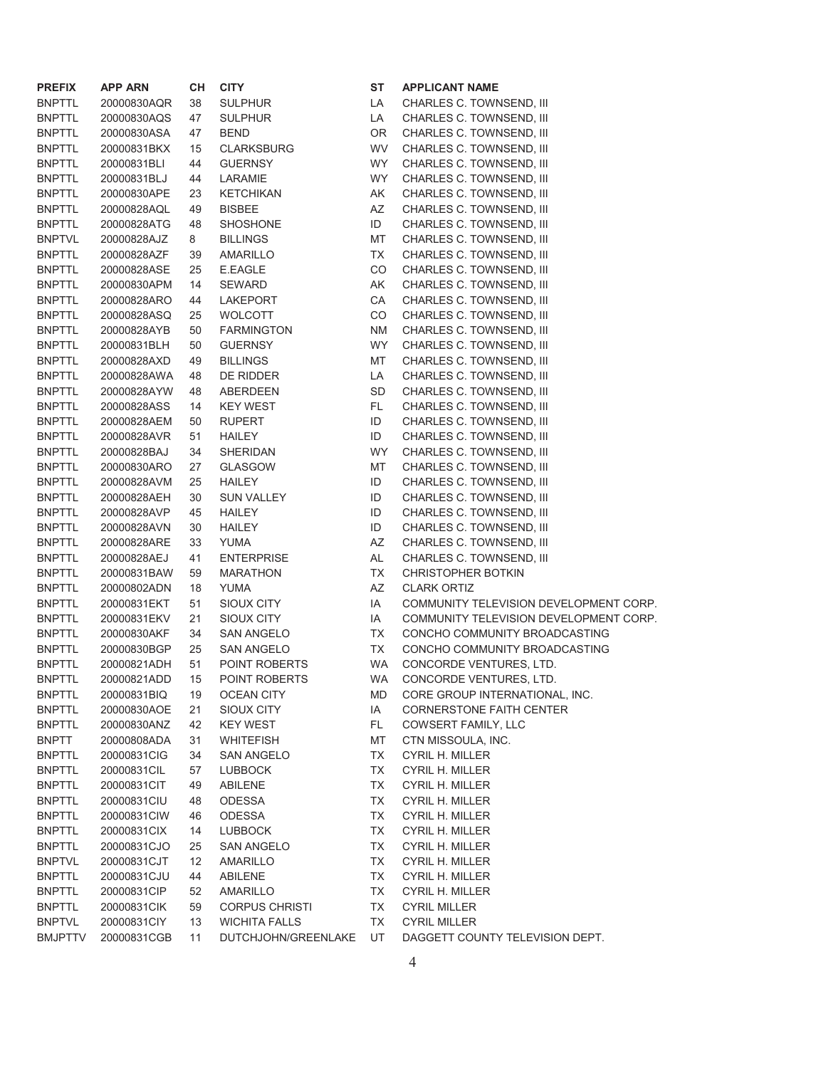| PREFIX | APP ARN | CH | CITY | ST | APPLICANT NAME |
|---|---|---|---|---|---|
| BNPTTL | 20000830AQR | 38 | SULPHUR | LA | CHARLES C. TOWNSEND, III |
| BNPTTL | 20000830AQS | 47 | SULPHUR | LA | CHARLES C. TOWNSEND, III |
| BNPTTL | 20000830ASA | 47 | BEND | OR | CHARLES C. TOWNSEND, III |
| BNPTTL | 20000831BKX | 15 | CLARKSBURG | WV | CHARLES C. TOWNSEND, III |
| BNPTTL | 20000831BLI | 44 | GUERNSY | WY | CHARLES C. TOWNSEND, III |
| BNPTTL | 20000831BLJ | 44 | LARAMIE | WY | CHARLES C. TOWNSEND, III |
| BNPTTL | 20000830APE | 23 | KETCHIKAN | AK | CHARLES C. TOWNSEND, III |
| BNPTTL | 20000828AQL | 49 | BISBEE | AZ | CHARLES C. TOWNSEND, III |
| BNPTTL | 20000828ATG | 48 | SHOSHONE | ID | CHARLES C. TOWNSEND, III |
| BNPTVL | 20000828AJZ | 8 | BILLINGS | MT | CHARLES C. TOWNSEND, III |
| BNPTTL | 20000828AZF | 39 | AMARILLO | TX | CHARLES C. TOWNSEND, III |
| BNPTTL | 20000828ASE | 25 | E.EAGLE | CO | CHARLES C. TOWNSEND, III |
| BNPTTL | 20000830APM | 14 | SEWARD | AK | CHARLES C. TOWNSEND, III |
| BNPTTL | 20000828ARO | 44 | LAKEPORT | CA | CHARLES C. TOWNSEND, III |
| BNPTTL | 20000828ASQ | 25 | WOLCOTT | CO | CHARLES C. TOWNSEND, III |
| BNPTTL | 20000828AYB | 50 | FARMINGTON | NM | CHARLES C. TOWNSEND, III |
| BNPTTL | 20000831BLH | 50 | GUERNSY | WY | CHARLES C. TOWNSEND, III |
| BNPTTL | 20000828AXD | 49 | BILLINGS | MT | CHARLES C. TOWNSEND, III |
| BNPTTL | 20000828AWA | 48 | DE RIDDER | LA | CHARLES C. TOWNSEND, III |
| BNPTTL | 20000828AYW | 48 | ABERDEEN | SD | CHARLES C. TOWNSEND, III |
| BNPTTL | 20000828ASS | 14 | KEY WEST | FL | CHARLES C. TOWNSEND, III |
| BNPTTL | 20000828AEM | 50 | RUPERT | ID | CHARLES C. TOWNSEND, III |
| BNPTTL | 20000828AVR | 51 | HAILEY | ID | CHARLES C. TOWNSEND, III |
| BNPTTL | 20000828BAJ | 34 | SHERIDAN | WY | CHARLES C. TOWNSEND, III |
| BNPTTL | 20000830ARO | 27 | GLASGOW | MT | CHARLES C. TOWNSEND, III |
| BNPTTL | 20000828AVM | 25 | HAILEY | ID | CHARLES C. TOWNSEND, III |
| BNPTTL | 20000828AEH | 30 | SUN VALLEY | ID | CHARLES C. TOWNSEND, III |
| BNPTTL | 20000828AVP | 45 | HAILEY | ID | CHARLES C. TOWNSEND, III |
| BNPTTL | 20000828AVN | 30 | HAILEY | ID | CHARLES C. TOWNSEND, III |
| BNPTTL | 20000828ARE | 33 | YUMA | AZ | CHARLES C. TOWNSEND, III |
| BNPTTL | 20000828AEJ | 41 | ENTERPRISE | AL | CHARLES C. TOWNSEND, III |
| BNPTTL | 20000831BAW | 59 | MARATHON | TX | CHRISTOPHER BOTKIN |
| BNPTTL | 20000802ADN | 18 | YUMA | AZ | CLARK ORTIZ |
| BNPTTL | 20000831EKT | 51 | SIOUX CITY | IA | COMMUNITY TELEVISION DEVELOPMENT CORP. |
| BNPTTL | 20000831EKV | 21 | SIOUX CITY | IA | COMMUNITY TELEVISION DEVELOPMENT CORP. |
| BNPTTL | 20000830AKF | 34 | SAN ANGELO | TX | CONCHO COMMUNITY BROADCASTING |
| BNPTTL | 20000830BGP | 25 | SAN ANGELO | TX | CONCHO COMMUNITY BROADCASTING |
| BNPTTL | 20000821ADH | 51 | POINT ROBERTS | WA | CONCORDE VENTURES, LTD. |
| BNPTTL | 20000821ADD | 15 | POINT ROBERTS | WA | CONCORDE VENTURES, LTD. |
| BNPTTL | 20000831BIQ | 19 | OCEAN CITY | MD | CORE GROUP INTERNATIONAL, INC. |
| BNPTTL | 20000830AOE | 21 | SIOUX CITY | IA | CORNERSTONE FAITH CENTER |
| BNPTTL | 20000830ANZ | 42 | KEY WEST | FL | COWSERT FAMILY, LLC |
| BNPTT | 20000808ADA | 31 | WHITEFISH | MT | CTN MISSOULA, INC. |
| BNPTTL | 20000831CIG | 34 | SAN ANGELO | TX | CYRIL H. MILLER |
| BNPTTL | 20000831CIL | 57 | LUBBOCK | TX | CYRIL H. MILLER |
| BNPTTL | 20000831CIT | 49 | ABILENE | TX | CYRIL H. MILLER |
| BNPTTL | 20000831CIU | 48 | ODESSA | TX | CYRIL H. MILLER |
| BNPTTL | 20000831CIW | 46 | ODESSA | TX | CYRIL H. MILLER |
| BNPTTL | 20000831CIX | 14 | LUBBOCK | TX | CYRIL H. MILLER |
| BNPTTL | 20000831CJO | 25 | SAN ANGELO | TX | CYRIL H. MILLER |
| BNPTVL | 20000831CJT | 12 | AMARILLO | TX | CYRIL H. MILLER |
| BNPTTL | 20000831CJU | 44 | ABILENE | TX | CYRIL H. MILLER |
| BNPTTL | 20000831CIP | 52 | AMARILLO | TX | CYRIL H. MILLER |
| BNPTTL | 20000831CIK | 59 | CORPUS CHRISTI | TX | CYRIL MILLER |
| BNPTVL | 20000831CIY | 13 | WICHITA FALLS | TX | CYRIL MILLER |
| BMJPTTV | 20000831CGB | 11 | DUTCHJOHN/GREENLAKE | UT | DAGGETT COUNTY TELEVISION DEPT. |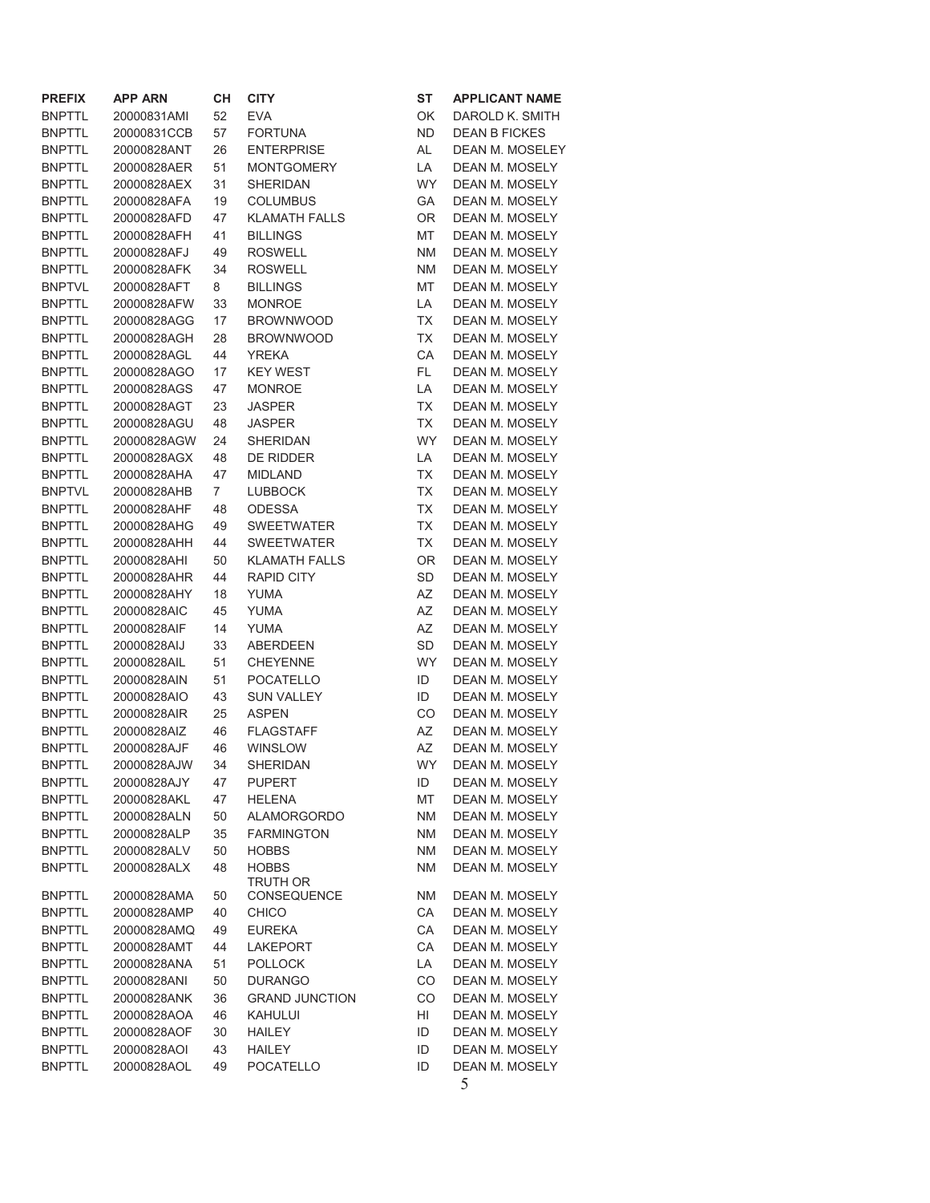| PREFIX | APP ARN | CH | CITY | ST | APPLICANT NAME |
|---|---|---|---|---|---|
| BNPTTL | 20000831AMI | 52 | EVA | OK | DAROLD K. SMITH |
| BNPTTL | 20000831CCB | 57 | FORTUNA | ND | DEAN B FICKES |
| BNPTTL | 20000828ANT | 26 | ENTERPRISE | AL | DEAN M. MOSELEY |
| BNPTTL | 20000828AER | 51 | MONTGOMERY | LA | DEAN M. MOSELY |
| BNPTTL | 20000828AEX | 31 | SHERIDAN | WY | DEAN M. MOSELY |
| BNPTTL | 20000828AFA | 19 | COLUMBUS | GA | DEAN M. MOSELY |
| BNPTTL | 20000828AFD | 47 | KLAMATH FALLS | OR | DEAN M. MOSELY |
| BNPTTL | 20000828AFH | 41 | BILLINGS | MT | DEAN M. MOSELY |
| BNPTTL | 20000828AFJ | 49 | ROSWELL | NM | DEAN M. MOSELY |
| BNPTTL | 20000828AFK | 34 | ROSWELL | NM | DEAN M. MOSELY |
| BNPTVL | 20000828AFT | 8 | BILLINGS | MT | DEAN M. MOSELY |
| BNPTTL | 20000828AFW | 33 | MONROE | LA | DEAN M. MOSELY |
| BNPTTL | 20000828AGG | 17 | BROWNWOOD | TX | DEAN M. MOSELY |
| BNPTTL | 20000828AGH | 28 | BROWNWOOD | TX | DEAN M. MOSELY |
| BNPTTL | 20000828AGL | 44 | YREKA | CA | DEAN M. MOSELY |
| BNPTTL | 20000828AGO | 17 | KEY WEST | FL | DEAN M. MOSELY |
| BNPTTL | 20000828AGS | 47 | MONROE | LA | DEAN M. MOSELY |
| BNPTTL | 20000828AGT | 23 | JASPER | TX | DEAN M. MOSELY |
| BNPTTL | 20000828AGU | 48 | JASPER | TX | DEAN M. MOSELY |
| BNPTTL | 20000828AGW | 24 | SHERIDAN | WY | DEAN M. MOSELY |
| BNPTTL | 20000828AGX | 48 | DE RIDDER | LA | DEAN M. MOSELY |
| BNPTTL | 20000828AHA | 47 | MIDLAND | TX | DEAN M. MOSELY |
| BNPTVL | 20000828AHB | 7 | LUBBOCK | TX | DEAN M. MOSELY |
| BNPTTL | 20000828AHF | 48 | ODESSA | TX | DEAN M. MOSELY |
| BNPTTL | 20000828AHG | 49 | SWEETWATER | TX | DEAN M. MOSELY |
| BNPTTL | 20000828AHH | 44 | SWEETWATER | TX | DEAN M. MOSELY |
| BNPTTL | 20000828AHI | 50 | KLAMATH FALLS | OR | DEAN M. MOSELY |
| BNPTTL | 20000828AHR | 44 | RAPID CITY | SD | DEAN M. MOSELY |
| BNPTTL | 20000828AHY | 18 | YUMA | AZ | DEAN M. MOSELY |
| BNPTTL | 20000828AIC | 45 | YUMA | AZ | DEAN M. MOSELY |
| BNPTTL | 20000828AIF | 14 | YUMA | AZ | DEAN M. MOSELY |
| BNPTTL | 20000828AIJ | 33 | ABERDEEN | SD | DEAN M. MOSELY |
| BNPTTL | 20000828AIL | 51 | CHEYENNE | WY | DEAN M. MOSELY |
| BNPTTL | 20000828AIN | 51 | POCATELLO | ID | DEAN M. MOSELY |
| BNPTTL | 20000828AIO | 43 | SUN VALLEY | ID | DEAN M. MOSELY |
| BNPTTL | 20000828AIR | 25 | ASPEN | CO | DEAN M. MOSELY |
| BNPTTL | 20000828AIZ | 46 | FLAGSTAFF | AZ | DEAN M. MOSELY |
| BNPTTL | 20000828AJF | 46 | WINSLOW | AZ | DEAN M. MOSELY |
| BNPTTL | 20000828AJW | 34 | SHERIDAN | WY | DEAN M. MOSELY |
| BNPTTL | 20000828AJY | 47 | PUPERT | ID | DEAN M. MOSELY |
| BNPTTL | 20000828AKL | 47 | HELENA | MT | DEAN M. MOSELY |
| BNPTTL | 20000828ALN | 50 | ALAMORGORDO | NM | DEAN M. MOSELY |
| BNPTTL | 20000828ALP | 35 | FARMINGTON | NM | DEAN M. MOSELY |
| BNPTTL | 20000828ALV | 50 | HOBBS | NM | DEAN M. MOSELY |
| BNPTTL | 20000828ALX | 48 | HOBBS | NM | DEAN M. MOSELY |
| BNPTTL | 20000828AMA | 50 | TRUTH OR CONSEQUENCE | NM | DEAN M. MOSELY |
| BNPTTL | 20000828AMP | 40 | CHICO | CA | DEAN M. MOSELY |
| BNPTTL | 20000828AMQ | 49 | EUREKA | CA | DEAN M. MOSELY |
| BNPTTL | 20000828AMT | 44 | LAKEPORT | CA | DEAN M. MOSELY |
| BNPTTL | 20000828ANA | 51 | POLLOCK | LA | DEAN M. MOSELY |
| BNPTTL | 20000828ANI | 50 | DURANGO | CO | DEAN M. MOSELY |
| BNPTTL | 20000828ANK | 36 | GRAND JUNCTION | CO | DEAN M. MOSELY |
| BNPTTL | 20000828AOA | 46 | KAHULUI | HI | DEAN M. MOSELY |
| BNPTTL | 20000828AOF | 30 | HAILEY | ID | DEAN M. MOSELY |
| BNPTTL | 20000828AOI | 43 | HAILEY | ID | DEAN M. MOSELY |
| BNPTTL | 20000828AOL | 49 | POCATELLO | ID | DEAN M. MOSELY |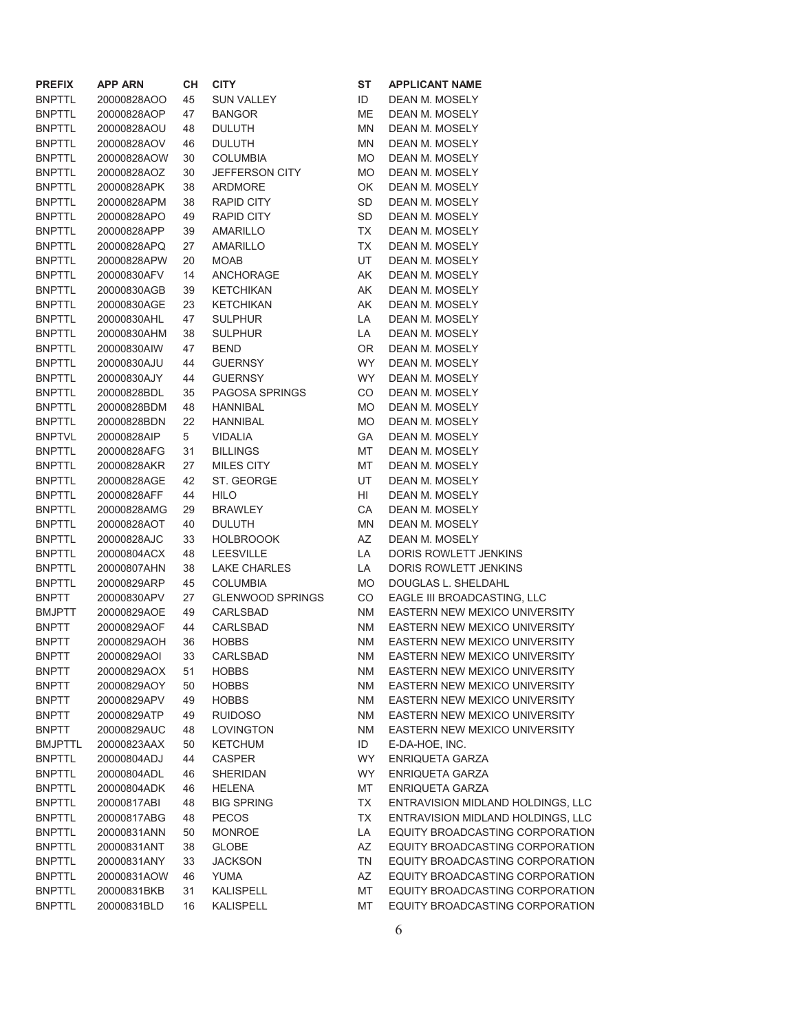| PREFIX | APP ARN | CH | CITY | ST | APPLICANT NAME |
|---|---|---|---|---|---|
| BNPTTL | 20000828AOO | 45 | SUN VALLEY | ID | DEAN M. MOSELY |
| BNPTTL | 20000828AOP | 47 | BANGOR | ME | DEAN M. MOSELY |
| BNPTTL | 20000828AOU | 48 | DULUTH | MN | DEAN M. MOSELY |
| BNPTTL | 20000828AOV | 46 | DULUTH | MN | DEAN M. MOSELY |
| BNPTTL | 20000828AOW | 30 | COLUMBIA | MO | DEAN M. MOSELY |
| BNPTTL | 20000828AOZ | 30 | JEFFERSON CITY | MO | DEAN M. MOSELY |
| BNPTTL | 20000828APK | 38 | ARDMORE | OK | DEAN M. MOSELY |
| BNPTTL | 20000828APM | 38 | RAPID CITY | SD | DEAN M. MOSELY |
| BNPTTL | 20000828APO | 49 | RAPID CITY | SD | DEAN M. MOSELY |
| BNPTTL | 20000828APP | 39 | AMARILLO | TX | DEAN M. MOSELY |
| BNPTTL | 20000828APQ | 27 | AMARILLO | TX | DEAN M. MOSELY |
| BNPTTL | 20000828APW | 20 | MOAB | UT | DEAN M. MOSELY |
| BNPTTL | 20000830AFV | 14 | ANCHORAGE | AK | DEAN M. MOSELY |
| BNPTTL | 20000830AGB | 39 | KETCHIKAN | AK | DEAN M. MOSELY |
| BNPTTL | 20000830AGE | 23 | KETCHIKAN | AK | DEAN M. MOSELY |
| BNPTTL | 20000830AHL | 47 | SULPHUR | LA | DEAN M. MOSELY |
| BNPTTL | 20000830AHM | 38 | SULPHUR | LA | DEAN M. MOSELY |
| BNPTTL | 20000830AIW | 47 | BEND | OR | DEAN M. MOSELY |
| BNPTTL | 20000830AJU | 44 | GUERNSY | WY | DEAN M. MOSELY |
| BNPTTL | 20000830AJY | 44 | GUERNSY | WY | DEAN M. MOSELY |
| BNPTTL | 20000828BDL | 35 | PAGOSA SPRINGS | CO | DEAN M. MOSELY |
| BNPTTL | 20000828BDM | 48 | HANNIBAL | MO | DEAN M. MOSELY |
| BNPTTL | 20000828BDN | 22 | HANNIBAL | MO | DEAN M. MOSELY |
| BNPTVL | 20000828AIP | 5 | VIDALIA | GA | DEAN M. MOSELY |
| BNPTTL | 20000828AFG | 31 | BILLINGS | MT | DEAN M. MOSELY |
| BNPTTL | 20000828AKR | 27 | MILES CITY | MT | DEAN M. MOSELY |
| BNPTTL | 20000828AGE | 42 | ST. GEORGE | UT | DEAN M. MOSELY |
| BNPTTL | 20000828AFF | 44 | HILO | HI | DEAN M. MOSELY |
| BNPTTL | 20000828AMG | 29 | BRAWLEY | CA | DEAN M. MOSELY |
| BNPTTL | 20000828AOT | 40 | DULUTH | MN | DEAN M. MOSELY |
| BNPTTL | 20000828AJC | 33 | HOLBROOOK | AZ | DEAN M. MOSELY |
| BNPTTL | 20000804ACX | 48 | LEESVILLE | LA | DORIS ROWLETT JENKINS |
| BNPTTL | 20000807AHN | 38 | LAKE CHARLES | LA | DORIS ROWLETT JENKINS |
| BNPTTL | 20000829ARP | 45 | COLUMBIA | MO | DOUGLAS L. SHELDAHL |
| BNPTT | 20000830APV | 27 | GLENWOOD SPRINGS | CO | EAGLE III BROADCASTING, LLC |
| BMJPTT | 20000829AOE | 49 | CARLSBAD | NM | EASTERN NEW MEXICO UNIVERSITY |
| BNPTT | 20000829AOF | 44 | CARLSBAD | NM | EASTERN NEW MEXICO UNIVERSITY |
| BNPTT | 20000829AOH | 36 | HOBBS | NM | EASTERN NEW MEXICO UNIVERSITY |
| BNPTT | 20000829AOI | 33 | CARLSBAD | NM | EASTERN NEW MEXICO UNIVERSITY |
| BNPTT | 20000829AOX | 51 | HOBBS | NM | EASTERN NEW MEXICO UNIVERSITY |
| BNPTT | 20000829AOY | 50 | HOBBS | NM | EASTERN NEW MEXICO UNIVERSITY |
| BNPTT | 20000829APV | 49 | HOBBS | NM | EASTERN NEW MEXICO UNIVERSITY |
| BNPTT | 20000829ATP | 49 | RUIDOSO | NM | EASTERN NEW MEXICO UNIVERSITY |
| BNPTT | 20000829AUC | 48 | LOVINGTON | NM | EASTERN NEW MEXICO UNIVERSITY |
| BMJPTTL | 20000823AAX | 50 | KETCHUM | ID | E-DA-HOE, INC. |
| BNPTTL | 20000804ADJ | 44 | CASPER | WY | ENRIQUETA GARZA |
| BNPTTL | 20000804ADL | 46 | SHERIDAN | WY | ENRIQUETA GARZA |
| BNPTTL | 20000804ADK | 46 | HELENA | MT | ENRIQUETA GARZA |
| BNPTTL | 20000817ABI | 48 | BIG SPRING | TX | ENTRAVISION MIDLAND HOLDINGS, LLC |
| BNPTTL | 20000817ABG | 48 | PECOS | TX | ENTRAVISION MIDLAND HOLDINGS, LLC |
| BNPTTL | 20000831ANN | 50 | MONROE | LA | EQUITY BROADCASTING CORPORATION |
| BNPTTL | 20000831ANT | 38 | GLOBE | AZ | EQUITY BROADCASTING CORPORATION |
| BNPTTL | 20000831ANY | 33 | JACKSON | TN | EQUITY BROADCASTING CORPORATION |
| BNPTTL | 20000831AOW | 46 | YUMA | AZ | EQUITY BROADCASTING CORPORATION |
| BNPTTL | 20000831BKB | 31 | KALISPELL | MT | EQUITY BROADCASTING CORPORATION |
| BNPTTL | 20000831BLD | 16 | KALISPELL | MT | EQUITY BROADCASTING CORPORATION |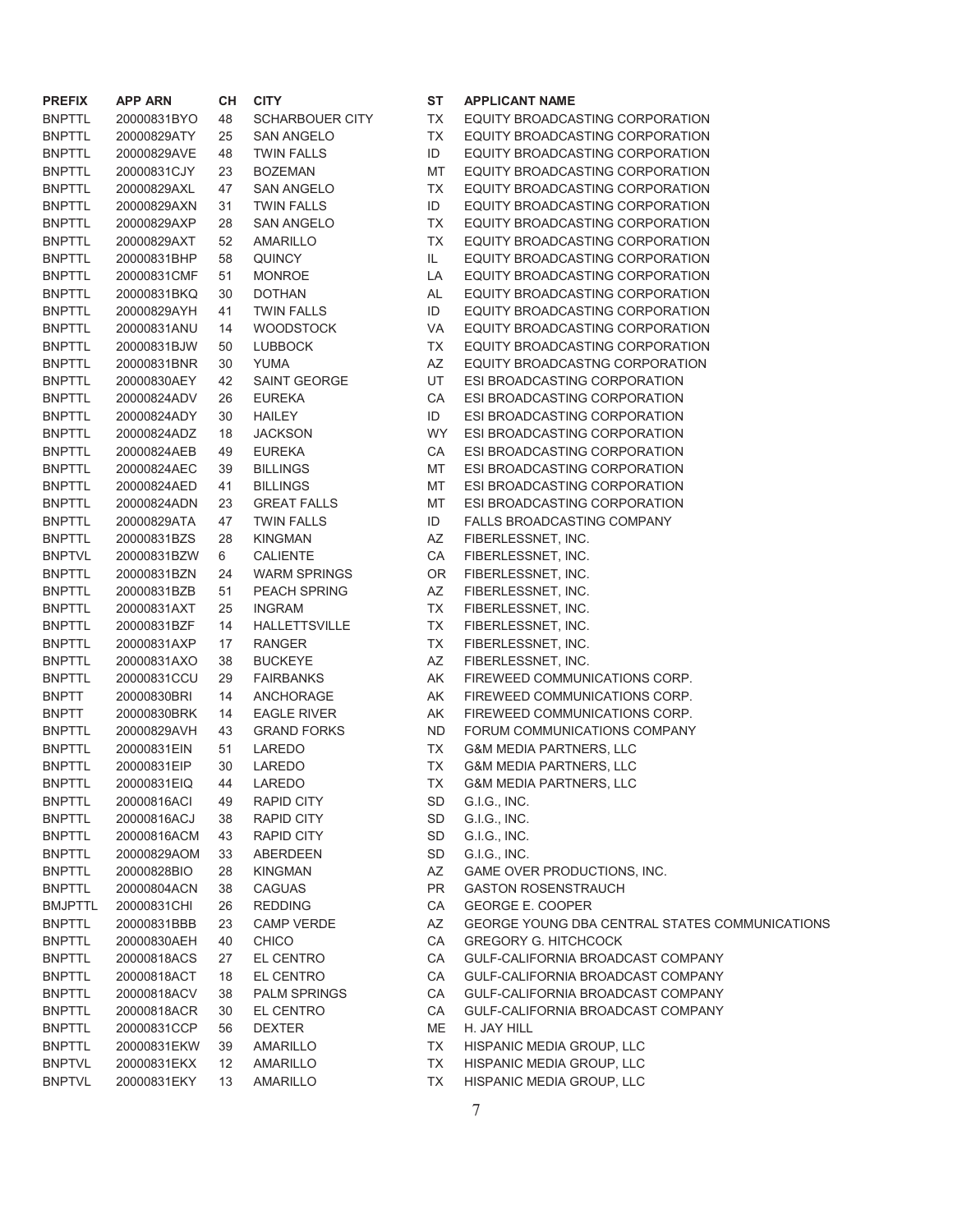| PREFIX | APP ARN | CH | CITY | ST | APPLICANT NAME |
|---|---|---|---|---|---|
| BNPTTL | 20000831BYO | 48 | SCHARBOUER CITY | TX | EQUITY BROADCASTING CORPORATION |
| BNPTTL | 20000829ATY | 25 | SAN ANGELO | TX | EQUITY BROADCASTING CORPORATION |
| BNPTTL | 20000829AVE | 48 | TWIN FALLS | ID | EQUITY BROADCASTING CORPORATION |
| BNPTTL | 20000831CJY | 23 | BOZEMAN | MT | EQUITY BROADCASTING CORPORATION |
| BNPTTL | 20000829AXL | 47 | SAN ANGELO | TX | EQUITY BROADCASTING CORPORATION |
| BNPTTL | 20000829AXN | 31 | TWIN FALLS | ID | EQUITY BROADCASTING CORPORATION |
| BNPTTL | 20000829AXP | 28 | SAN ANGELO | TX | EQUITY BROADCASTING CORPORATION |
| BNPTTL | 20000829AXT | 52 | AMARILLO | TX | EQUITY BROADCASTING CORPORATION |
| BNPTTL | 20000831BHP | 58 | QUINCY | IL | EQUITY BROADCASTING CORPORATION |
| BNPTTL | 20000831CMF | 51 | MONROE | LA | EQUITY BROADCASTING CORPORATION |
| BNPTTL | 20000831BKQ | 30 | DOTHAN | AL | EQUITY BROADCASTING CORPORATION |
| BNPTTL | 20000829AYH | 41 | TWIN FALLS | ID | EQUITY BROADCASTING CORPORATION |
| BNPTTL | 20000831ANU | 14 | WOODSTOCK | VA | EQUITY BROADCASTING CORPORATION |
| BNPTTL | 20000831BJW | 50 | LUBBOCK | TX | EQUITY BROADCASTING CORPORATION |
| BNPTTL | 20000831BNR | 30 | YUMA | AZ | EQUITY BROADCASTNG CORPORATION |
| BNPTTL | 20000830AEY | 42 | SAINT GEORGE | UT | ESI BROADCASTING CORPORATION |
| BNPTTL | 20000824ADV | 26 | EUREKA | CA | ESI BROADCASTING CORPORATION |
| BNPTTL | 20000824ADY | 30 | HAILEY | ID | ESI BROADCASTING CORPORATION |
| BNPTTL | 20000824ADZ | 18 | JACKSON | WY | ESI BROADCASTING CORPORATION |
| BNPTTL | 20000824AEB | 49 | EUREKA | CA | ESI BROADCASTING CORPORATION |
| BNPTTL | 20000824AEC | 39 | BILLINGS | MT | ESI BROADCASTING CORPORATION |
| BNPTTL | 20000824AED | 41 | BILLINGS | MT | ESI BROADCASTING CORPORATION |
| BNPTTL | 20000824ADN | 23 | GREAT FALLS | MT | ESI BROADCASTING CORPORATION |
| BNPTTL | 20000829ATA | 47 | TWIN FALLS | ID | FALLS BROADCASTING COMPANY |
| BNPTTL | 20000831BZS | 28 | KINGMAN | AZ | FIBERLESSNET, INC. |
| BNPTVL | 20000831BZW | 6 | CALIENTE | CA | FIBERLESSNET, INC. |
| BNPTTL | 20000831BZN | 24 | WARM SPRINGS | OR | FIBERLESSNET, INC. |
| BNPTTL | 20000831BZB | 51 | PEACH SPRING | AZ | FIBERLESSNET, INC. |
| BNPTTL | 20000831AXT | 25 | INGRAM | TX | FIBERLESSNET, INC. |
| BNPTTL | 20000831BZF | 14 | HALLETTSVILLE | TX | FIBERLESSNET, INC. |
| BNPTTL | 20000831AXP | 17 | RANGER | TX | FIBERLESSNET, INC. |
| BNPTTL | 20000831AXO | 38 | BUCKEYE | AZ | FIBERLESSNET, INC. |
| BNPTTL | 20000831CCU | 29 | FAIRBANKS | AK | FIREWEED COMMUNICATIONS CORP. |
| BNPTT | 20000830BRI | 14 | ANCHORAGE | AK | FIREWEED COMMUNICATIONS CORP. |
| BNPTT | 20000830BRK | 14 | EAGLE RIVER | AK | FIREWEED COMMUNICATIONS CORP. |
| BNPTTL | 20000829AVH | 43 | GRAND FORKS | ND | FORUM COMMUNICATIONS COMPANY |
| BNPTTL | 20000831EIN | 51 | LAREDO | TX | G&M MEDIA PARTNERS, LLC |
| BNPTTL | 20000831EIP | 30 | LAREDO | TX | G&M MEDIA PARTNERS, LLC |
| BNPTTL | 20000831EIQ | 44 | LAREDO | TX | G&M MEDIA PARTNERS, LLC |
| BNPTTL | 20000816ACI | 49 | RAPID CITY | SD | G.I.G., INC. |
| BNPTTL | 20000816ACJ | 38 | RAPID CITY | SD | G.I.G., INC. |
| BNPTTL | 20000816ACM | 43 | RAPID CITY | SD | G.I.G., INC. |
| BNPTTL | 20000829AOM | 33 | ABERDEEN | SD | G.I.G., INC. |
| BNPTTL | 20000828BIO | 28 | KINGMAN | AZ | GAME OVER PRODUCTIONS, INC. |
| BNPTTL | 20000804ACN | 38 | CAGUAS | PR | GASTON ROSENSTRAUCH |
| BMJPTTL | 20000831CHI | 26 | REDDING | CA | GEORGE E. COOPER |
| BNPTTL | 20000831BBB | 23 | CAMP VERDE | AZ | GEORGE YOUNG DBA CENTRAL STATES COMMUNICATIONS |
| BNPTTL | 20000830AEH | 40 | CHICO | CA | GREGORY G. HITCHCOCK |
| BNPTTL | 20000818ACS | 27 | EL CENTRO | CA | GULF-CALIFORNIA BROADCAST COMPANY |
| BNPTTL | 20000818ACT | 18 | EL CENTRO | CA | GULF-CALIFORNIA BROADCAST COMPANY |
| BNPTTL | 20000818ACV | 38 | PALM SPRINGS | CA | GULF-CALIFORNIA BROADCAST COMPANY |
| BNPTTL | 20000818ACR | 30 | EL CENTRO | CA | GULF-CALIFORNIA BROADCAST COMPANY |
| BNPTTL | 20000831CCP | 56 | DEXTER | ME | H. JAY HILL |
| BNPTTL | 20000831EKW | 39 | AMARILLO | TX | HISPANIC MEDIA GROUP, LLC |
| BNPTVL | 20000831EKX | 12 | AMARILLO | TX | HISPANIC MEDIA GROUP, LLC |
| BNPTVL | 20000831EKY | 13 | AMARILLO | TX | HISPANIC MEDIA GROUP, LLC |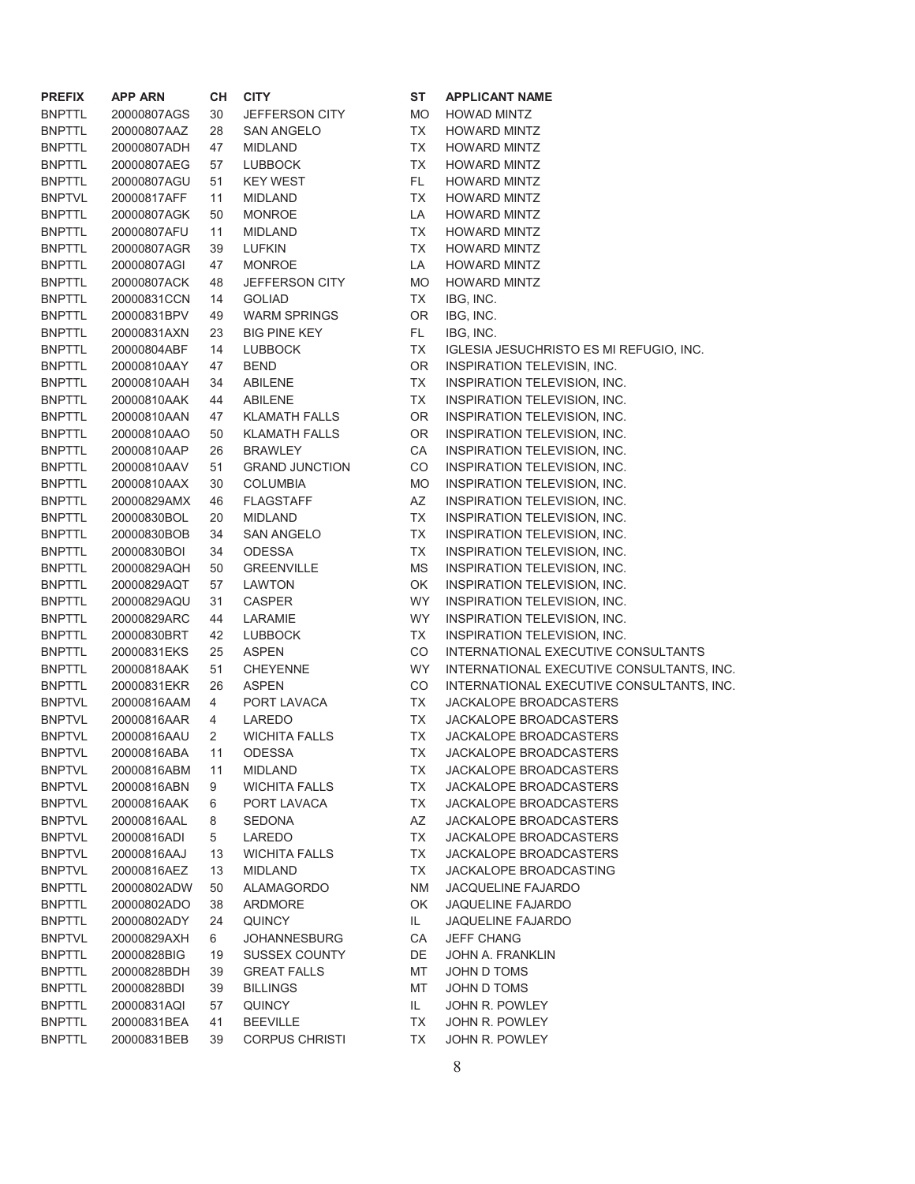| PREFIX | APP ARN | CH | CITY | ST | APPLICANT NAME |
|---|---|---|---|---|---|
| BNPTTL | 20000807AGS | 30 | JEFFERSON CITY | MO | HOWAD MINTZ |
| BNPTTL | 20000807AAZ | 28 | SAN ANGELO | TX | HOWARD MINTZ |
| BNPTTL | 20000807ADH | 47 | MIDLAND | TX | HOWARD MINTZ |
| BNPTTL | 20000807AEG | 57 | LUBBOCK | TX | HOWARD MINTZ |
| BNPTTL | 20000807AGU | 51 | KEY WEST | FL | HOWARD MINTZ |
| BNPTVL | 20000817AFF | 11 | MIDLAND | TX | HOWARD MINTZ |
| BNPTTL | 20000807AGK | 50 | MONROE | LA | HOWARD MINTZ |
| BNPTTL | 20000807AFU | 11 | MIDLAND | TX | HOWARD MINTZ |
| BNPTTL | 20000807AGR | 39 | LUFKIN | TX | HOWARD MINTZ |
| BNPTTL | 20000807AGI | 47 | MONROE | LA | HOWARD MINTZ |
| BNPTTL | 20000807ACK | 48 | JEFFERSON CITY | MO | HOWARD MINTZ |
| BNPTTL | 20000831CCN | 14 | GOLIAD | TX | IBG, INC. |
| BNPTTL | 20000831BPV | 49 | WARM SPRINGS | OR | IBG, INC. |
| BNPTTL | 20000831AXN | 23 | BIG PINE KEY | FL | IBG, INC. |
| BNPTTL | 20000804ABF | 14 | LUBBOCK | TX | IGLESIA JESUCHRISTO ES MI REFUGIO, INC. |
| BNPTTL | 20000810AAY | 47 | BEND | OR | INSPIRATION TELEVISIN, INC. |
| BNPTTL | 20000810AAH | 34 | ABILENE | TX | INSPIRATION TELEVISION, INC. |
| BNPTTL | 20000810AAK | 44 | ABILENE | TX | INSPIRATION TELEVISION, INC. |
| BNPTTL | 20000810AAN | 47 | KLAMATH FALLS | OR | INSPIRATION TELEVISION, INC. |
| BNPTTL | 20000810AAO | 50 | KLAMATH FALLS | OR | INSPIRATION TELEVISION, INC. |
| BNPTTL | 20000810AAP | 26 | BRAWLEY | CA | INSPIRATION TELEVISION, INC. |
| BNPTTL | 20000810AAV | 51 | GRAND JUNCTION | CO | INSPIRATION TELEVISION, INC. |
| BNPTTL | 20000810AAX | 30 | COLUMBIA | MO | INSPIRATION TELEVISION, INC. |
| BNPTTL | 20000829AMX | 46 | FLAGSTAFF | AZ | INSPIRATION TELEVISION, INC. |
| BNPTTL | 20000830BOL | 20 | MIDLAND | TX | INSPIRATION TELEVISION, INC. |
| BNPTTL | 20000830BOB | 34 | SAN ANGELO | TX | INSPIRATION TELEVISION, INC. |
| BNPTTL | 20000830BOI | 34 | ODESSA | TX | INSPIRATION TELEVISION, INC. |
| BNPTTL | 20000829AQH | 50 | GREENVILLE | MS | INSPIRATION TELEVISION, INC. |
| BNPTTL | 20000829AQT | 57 | LAWTON | OK | INSPIRATION TELEVISION, INC. |
| BNPTTL | 20000829AQU | 31 | CASPER | WY | INSPIRATION TELEVISION, INC. |
| BNPTTL | 20000829ARC | 44 | LARAMIE | WY | INSPIRATION TELEVISION, INC. |
| BNPTTL | 20000830BRT | 42 | LUBBOCK | TX | INSPIRATION TELEVISION, INC. |
| BNPTTL | 20000831EKS | 25 | ASPEN | CO | INTERNATIONAL EXECUTIVE CONSULTANTS |
| BNPTTL | 20000818AAK | 51 | CHEYENNE | WY | INTERNATIONAL EXECUTIVE CONSULTANTS, INC. |
| BNPTTL | 20000831EKR | 26 | ASPEN | CO | INTERNATIONAL EXECUTIVE CONSULTANTS, INC. |
| BNPTVL | 20000816AAM | 4 | PORT LAVACA | TX | JACKALOPE BROADCASTERS |
| BNPTVL | 20000816AAR | 4 | LAREDO | TX | JACKALOPE BROADCASTERS |
| BNPTVL | 20000816AAU | 2 | WICHITA FALLS | TX | JACKALOPE BROADCASTERS |
| BNPTVL | 20000816ABA | 11 | ODESSA | TX | JACKALOPE BROADCASTERS |
| BNPTVL | 20000816ABM | 11 | MIDLAND | TX | JACKALOPE BROADCASTERS |
| BNPTVL | 20000816ABN | 9 | WICHITA FALLS | TX | JACKALOPE BROADCASTERS |
| BNPTVL | 20000816AAK | 6 | PORT LAVACA | TX | JACKALOPE BROADCASTERS |
| BNPTVL | 20000816AAL | 8 | SEDONA | AZ | JACKALOPE BROADCASTERS |
| BNPTVL | 20000816ADI | 5 | LAREDO | TX | JACKALOPE BROADCASTERS |
| BNPTVL | 20000816AAJ | 13 | WICHITA FALLS | TX | JACKALOPE BROADCASTERS |
| BNPTVL | 20000816AEZ | 13 | MIDLAND | TX | JACKALOPE BROADCASTING |
| BNPTTL | 20000802ADW | 50 | ALAMAGORDO | NM | JACQUELINE FAJARDO |
| BNPTTL | 20000802ADO | 38 | ARDMORE | OK | JAQUELINE FAJARDO |
| BNPTTL | 20000802ADY | 24 | QUINCY | IL | JAQUELINE FAJARDO |
| BNPTVL | 20000829AXH | 6 | JOHANNESBURG | CA | JEFF CHANG |
| BNPTTL | 20000828BIG | 19 | SUSSEX COUNTY | DE | JOHN A. FRANKLIN |
| BNPTTL | 20000828BDH | 39 | GREAT FALLS | MT | JOHN D TOMS |
| BNPTTL | 20000828BDI | 39 | BILLINGS | MT | JOHN D TOMS |
| BNPTTL | 20000831AQI | 57 | QUINCY | IL | JOHN R. POWLEY |
| BNPTTL | 20000831BEA | 41 | BEEVILLE | TX | JOHN R. POWLEY |
| BNPTTL | 20000831BEB | 39 | CORPUS CHRISTI | TX | JOHN R. POWLEY |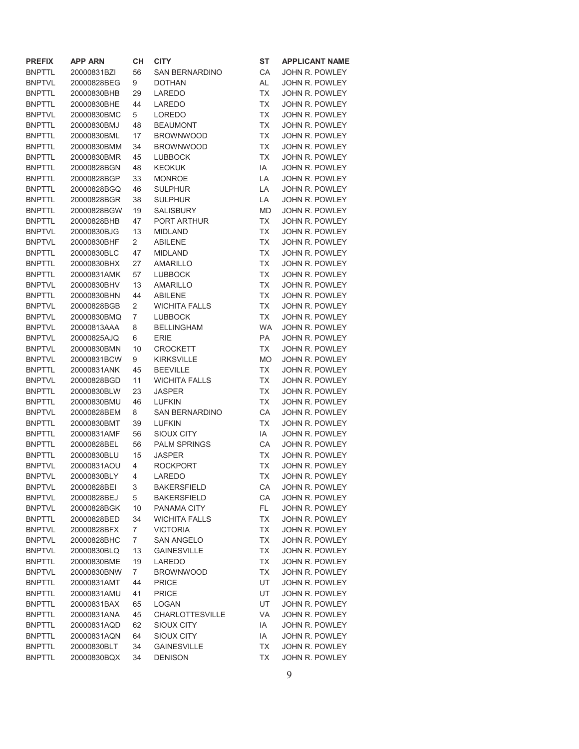| PREFIX | APP ARN | CH | CITY | ST | APPLICANT NAME |
|---|---|---|---|---|---|
| BNPTTL | 20000831BZI | 56 | SAN BERNARDINO | CA | JOHN R. POWLEY |
| BNPTVL | 20000828BEG | 9 | DOTHAN | AL | JOHN R. POWLEY |
| BNPTTL | 20000830BHB | 29 | LAREDO | TX | JOHN R. POWLEY |
| BNPTTL | 20000830BHE | 44 | LAREDO | TX | JOHN R. POWLEY |
| BNPTVL | 20000830BMC | 5 | LOREDO | TX | JOHN R. POWLEY |
| BNPTTL | 20000830BMJ | 48 | BEAUMONT | TX | JOHN R. POWLEY |
| BNPTTL | 20000830BML | 17 | BROWNWOOD | TX | JOHN R. POWLEY |
| BNPTTL | 20000830BMM | 34 | BROWNWOOD | TX | JOHN R. POWLEY |
| BNPTTL | 20000830BMR | 45 | LUBBOCK | TX | JOHN R. POWLEY |
| BNPTTL | 20000828BGN | 48 | KEOKUK | IA | JOHN R. POWLEY |
| BNPTTL | 20000828BGP | 33 | MONROE | LA | JOHN R. POWLEY |
| BNPTTL | 20000828BGQ | 46 | SULPHUR | LA | JOHN R. POWLEY |
| BNPTTL | 20000828BGR | 38 | SULPHUR | LA | JOHN R. POWLEY |
| BNPTTL | 20000828BGW | 19 | SALISBURY | MD | JOHN R. POWLEY |
| BNPTTL | 20000828BHB | 47 | PORT ARTHUR | TX | JOHN R. POWLEY |
| BNPTVL | 20000830BJG | 13 | MIDLAND | TX | JOHN R. POWLEY |
| BNPTVL | 20000830BHF | 2 | ABILENE | TX | JOHN R. POWLEY |
| BNPTTL | 20000830BLC | 47 | MIDLAND | TX | JOHN R. POWLEY |
| BNPTTL | 20000830BHX | 27 | AMARILLO | TX | JOHN R. POWLEY |
| BNPTTL | 20000831AMK | 57 | LUBBOCK | TX | JOHN R. POWLEY |
| BNPTVL | 20000830BHV | 13 | AMARILLO | TX | JOHN R. POWLEY |
| BNPTTL | 20000830BHN | 44 | ABILENE | TX | JOHN R. POWLEY |
| BNPTVL | 20000828BGB | 2 | WICHITA FALLS | TX | JOHN R. POWLEY |
| BNPTVL | 20000830BMQ | 7 | LUBBOCK | TX | JOHN R. POWLEY |
| BNPTVL | 20000813AAA | 8 | BELLINGHAM | WA | JOHN R. POWLEY |
| BNPTVL | 20000825AJQ | 6 | ERIE | PA | JOHN R. POWLEY |
| BNPTVL | 20000830BMN | 10 | CROCKETT | TX | JOHN R. POWLEY |
| BNPTVL | 20000831BCW | 9 | KIRKSVILLE | MO | JOHN R. POWLEY |
| BNPTTL | 20000831ANK | 45 | BEEVILLE | TX | JOHN R. POWLEY |
| BNPTVL | 20000828BGD | 11 | WICHITA FALLS | TX | JOHN R. POWLEY |
| BNPTTL | 20000830BLW | 23 | JASPER | TX | JOHN R. POWLEY |
| BNPTTL | 20000830BMU | 46 | LUFKIN | TX | JOHN R. POWLEY |
| BNPTVL | 20000828BEM | 8 | SAN BERNARDINO | CA | JOHN R. POWLEY |
| BNPTTL | 20000830BMT | 39 | LUFKIN | TX | JOHN R. POWLEY |
| BNPTTL | 20000831AMF | 56 | SIOUX CITY | IA | JOHN R. POWLEY |
| BNPTTL | 20000828BEL | 56 | PALM SPRINGS | CA | JOHN R. POWLEY |
| BNPTTL | 20000830BLU | 15 | JASPER | TX | JOHN R. POWLEY |
| BNPTVL | 20000831AOU | 4 | ROCKPORT | TX | JOHN R. POWLEY |
| BNPTVL | 20000830BLY | 4 | LAREDO | TX | JOHN R. POWLEY |
| BNPTVL | 20000828BEI | 3 | BAKERSFIELD | CA | JOHN R. POWLEY |
| BNPTVL | 20000828BEJ | 5 | BAKERSFIELD | CA | JOHN R. POWLEY |
| BNPTVL | 20000828BGK | 10 | PANAMA CITY | FL | JOHN R. POWLEY |
| BNPTTL | 20000828BED | 34 | WICHITA FALLS | TX | JOHN R. POWLEY |
| BNPTVL | 20000828BFX | 7 | VICTORIA | TX | JOHN R. POWLEY |
| BNPTVL | 20000828BHC | 7 | SAN ANGELO | TX | JOHN R. POWLEY |
| BNPTVL | 20000830BLQ | 13 | GAINESVILLE | TX | JOHN R. POWLEY |
| BNPTTL | 20000830BME | 19 | LAREDO | TX | JOHN R. POWLEY |
| BNPTVL | 20000830BNW | 7 | BROWNWOOD | TX | JOHN R. POWLEY |
| BNPTTL | 20000831AMT | 44 | PRICE | UT | JOHN R. POWLEY |
| BNPTTL | 20000831AMU | 41 | PRICE | UT | JOHN R. POWLEY |
| BNPTTL | 20000831BAX | 65 | LOGAN | UT | JOHN R. POWLEY |
| BNPTTL | 20000831ANA | 45 | CHARLOTTESVILLE | VA | JOHN R. POWLEY |
| BNPTTL | 20000831AQD | 62 | SIOUX CITY | IA | JOHN R. POWLEY |
| BNPTTL | 20000831AQN | 64 | SIOUX CITY | IA | JOHN R. POWLEY |
| BNPTTL | 20000830BLT | 34 | GAINESVILLE | TX | JOHN R. POWLEY |
| BNPTTL | 20000830BQX | 34 | DENISON | TX | JOHN R. POWLEY |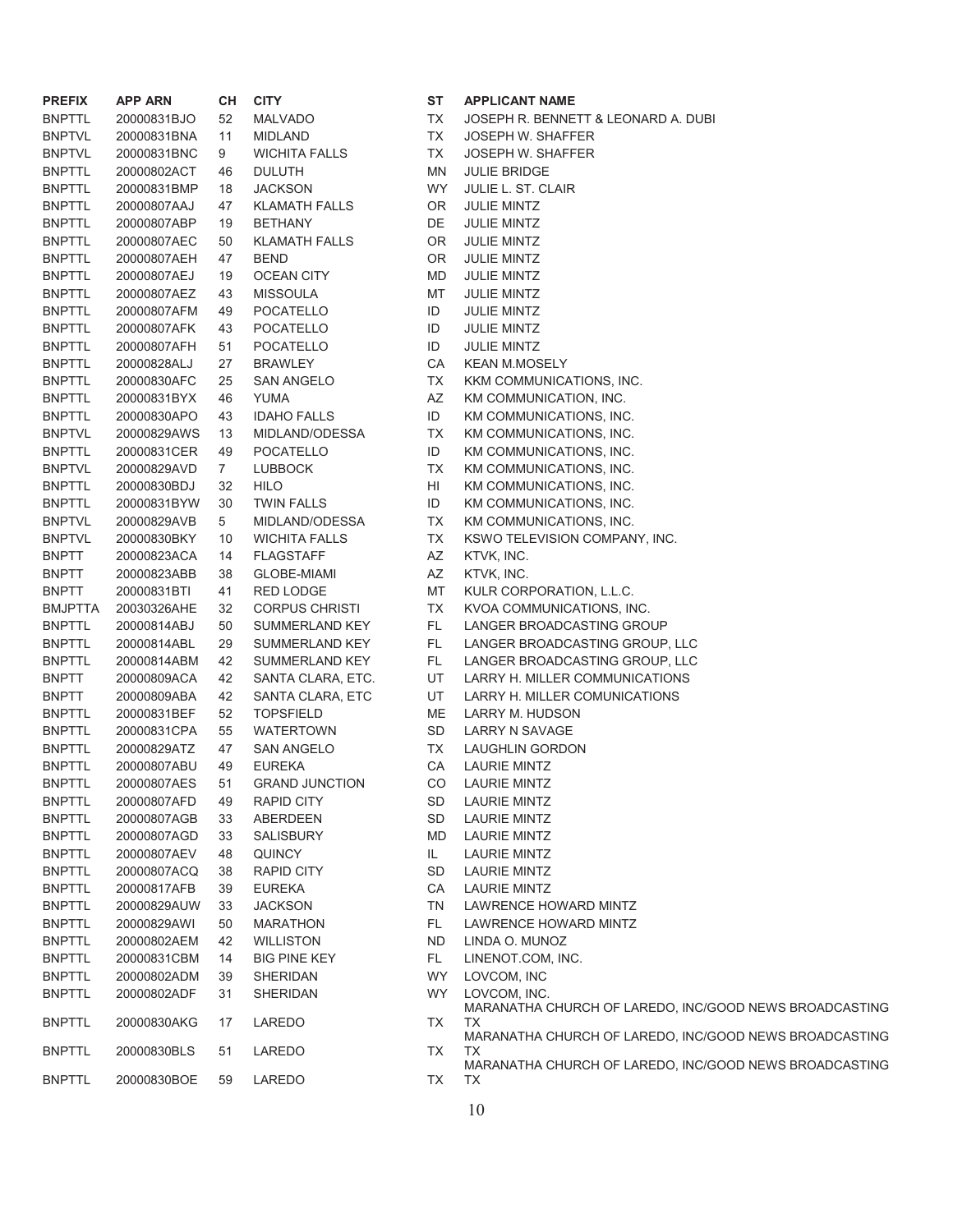| PREFIX | APP ARN | CH | CITY | ST | APPLICANT NAME |
|---|---|---|---|---|---|
| BNPTTL | 20000831BJO | 52 | MALVADO | TX | JOSEPH R. BENNETT & LEONARD A. DUBI |
| BNPTVL | 20000831BNA | 11 | MIDLAND | TX | JOSEPH W. SHAFFER |
| BNPTVL | 20000831BNC | 9 | WICHITA FALLS | TX | JOSEPH W. SHAFFER |
| BNPTTL | 20000802ACT | 46 | DULUTH | MN | JULIE BRIDGE |
| BNPTTL | 20000831BMP | 18 | JACKSON | WY | JULIE L. ST. CLAIR |
| BNPTTL | 20000807AAJ | 47 | KLAMATH FALLS | OR | JULIE MINTZ |
| BNPTTL | 20000807ABP | 19 | BETHANY | DE | JULIE MINTZ |
| BNPTTL | 20000807AEC | 50 | KLAMATH FALLS | OR | JULIE MINTZ |
| BNPTTL | 20000807AEH | 47 | BEND | OR | JULIE MINTZ |
| BNPTTL | 20000807AEJ | 19 | OCEAN CITY | MD | JULIE MINTZ |
| BNPTTL | 20000807AEZ | 43 | MISSOULA | MT | JULIE MINTZ |
| BNPTTL | 20000807AFM | 49 | POCATELLO | ID | JULIE MINTZ |
| BNPTTL | 20000807AFK | 43 | POCATELLO | ID | JULIE MINTZ |
| BNPTTL | 20000807AFH | 51 | POCATELLO | ID | JULIE MINTZ |
| BNPTTL | 20000828ALJ | 27 | BRAWLEY | CA | KEAN M.MOSELY |
| BNPTTL | 20000830AFC | 25 | SAN ANGELO | TX | KKM COMMUNICATIONS, INC. |
| BNPTTL | 20000831BYX | 46 | YUMA | AZ | KM COMMUNICATION, INC. |
| BNPTTL | 20000830APO | 43 | IDAHO FALLS | ID | KM COMMUNICATIONS, INC. |
| BNPTVL | 20000829AWS | 13 | MIDLAND/ODESSA | TX | KM COMMUNICATIONS, INC. |
| BNPTTL | 20000831CER | 49 | POCATELLO | ID | KM COMMUNICATIONS, INC. |
| BNPTVL | 20000829AVD | 7 | LUBBOCK | TX | KM COMMUNICATIONS, INC. |
| BNPTTL | 20000830BDJ | 32 | HILO | HI | KM COMMUNICATIONS, INC. |
| BNPTTL | 20000831BYW | 30 | TWIN FALLS | ID | KM COMMUNICATIONS, INC. |
| BNPTVL | 20000829AVB | 5 | MIDLAND/ODESSA | TX | KM COMMUNICATIONS, INC. |
| BNPTVL | 20000830BKY | 10 | WICHITA FALLS | TX | KSWO TELEVISION COMPANY, INC. |
| BNPTT | 20000823ACA | 14 | FLAGSTAFF | AZ | KTVK, INC. |
| BNPTT | 20000823ABB | 38 | GLOBE-MIAMI | AZ | KTVK, INC. |
| BNPTT | 20000831BTI | 41 | RED LODGE | MT | KULR CORPORATION, L.L.C. |
| BMJPTTA | 20030326AHE | 32 | CORPUS CHRISTI | TX | KVOA COMMUNICATIONS, INC. |
| BNPTTL | 20000814ABJ | 50 | SUMMERLAND KEY | FL | LANGER BROADCASTING GROUP |
| BNPTTL | 20000814ABL | 29 | SUMMERLAND KEY | FL | LANGER BROADCASTING GROUP, LLC |
| BNPTTL | 20000814ABM | 42 | SUMMERLAND KEY | FL | LANGER BROADCASTING GROUP, LLC |
| BNPTT | 20000809ACA | 42 | SANTA CLARA, ETC. | UT | LARRY H. MILLER COMMUNICATIONS |
| BNPTT | 20000809ABA | 42 | SANTA CLARA, ETC | UT | LARRY H. MILLER COMUNICATIONS |
| BNPTTL | 20000831BEF | 52 | TOPSFIELD | ME | LARRY M. HUDSON |
| BNPTTL | 20000831CPA | 55 | WATERTOWN | SD | LARRY N SAVAGE |
| BNPTTL | 20000829ATZ | 47 | SAN ANGELO | TX | LAUGHLIN GORDON |
| BNPTTL | 20000807ABU | 49 | EUREKA | CA | LAURIE MINTZ |
| BNPTTL | 20000807AES | 51 | GRAND JUNCTION | CO | LAURIE MINTZ |
| BNPTTL | 20000807AFD | 49 | RAPID CITY | SD | LAURIE MINTZ |
| BNPTTL | 20000807AGB | 33 | ABERDEEN | SD | LAURIE MINTZ |
| BNPTTL | 20000807AGD | 33 | SALISBURY | MD | LAURIE MINTZ |
| BNPTTL | 20000807AEV | 48 | QUINCY | IL | LAURIE MINTZ |
| BNPTTL | 20000807ACQ | 38 | RAPID CITY | SD | LAURIE MINTZ |
| BNPTTL | 20000817AFB | 39 | EUREKA | CA | LAURIE MINTZ |
| BNPTTL | 20000829AUW | 33 | JACKSON | TN | LAWRENCE HOWARD MINTZ |
| BNPTTL | 20000829AWI | 50 | MARATHON | FL | LAWRENCE HOWARD MINTZ |
| BNPTTL | 20000802AEM | 42 | WILLISTON | ND | LINDA O. MUNOZ |
| BNPTTL | 20000831CBM | 14 | BIG PINE KEY | FL | LINENOT.COM, INC. |
| BNPTTL | 20000802ADM | 39 | SHERIDAN | WY | LOVCOM, INC |
| BNPTTL | 20000802ADF | 31 | SHERIDAN | WY | LOVCOM, INC. |
| BNPTTL | 20000830AKG | 17 | LAREDO | TX | MARANATHA CHURCH OF LAREDO, INC/GOOD NEWS BROADCASTING TX |
| BNPTTL | 20000830BLS | 51 | LAREDO | TX | MARANATHA CHURCH OF LAREDO, INC/GOOD NEWS BROADCASTING TX |
| BNPTTL | 20000830BOE | 59 | LAREDO | TX | MARANATHA CHURCH OF LAREDO, INC/GOOD NEWS BROADCASTING TX |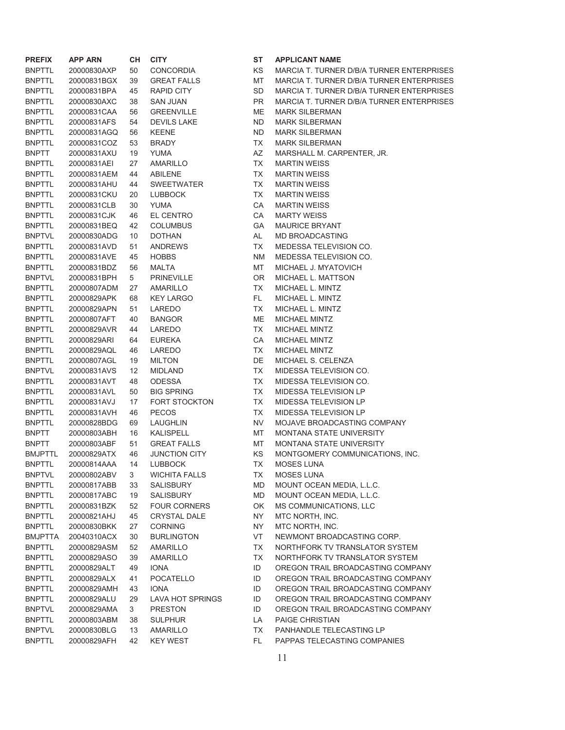| PREFIX | APP ARN | CH | CITY | ST | APPLICANT NAME |
|---|---|---|---|---|---|
| BNPTTL | 20000830AXP | 50 | CONCORDIA | KS | MARCIA T. TURNER D/B/A TURNER ENTERPRISES |
| BNPTTL | 20000831BGX | 39 | GREAT FALLS | MT | MARCIA T. TURNER D/B/A TURNER ENTERPRISES |
| BNPTTL | 20000831BPA | 45 | RAPID CITY | SD | MARCIA T. TURNER D/B/A TURNER ENTERPRISES |
| BNPTTL | 20000830AXC | 38 | SAN JUAN | PR | MARCIA T. TURNER D/B/A TURNER ENTERPRISES |
| BNPTTL | 20000831CAA | 56 | GREENVILLE | ME | MARK SILBERMAN |
| BNPTTL | 20000831AFS | 54 | DEVILS LAKE | ND | MARK SILBERMAN |
| BNPTTL | 20000831AGQ | 56 | KEENE | ND | MARK SILBERMAN |
| BNPTTL | 20000831COZ | 53 | BRADY | TX | MARK SILBERMAN |
| BNPTT | 20000831AXU | 19 | YUMA | AZ | MARSHALL M. CARPENTER, JR. |
| BNPTTL | 20000831AEI | 27 | AMARILLO | TX | MARTIN WEISS |
| BNPTTL | 20000831AEM | 44 | ABILENE | TX | MARTIN WEISS |
| BNPTTL | 20000831AHU | 44 | SWEETWATER | TX | MARTIN WEISS |
| BNPTTL | 20000831CKU | 20 | LUBBOCK | TX | MARTIN WEISS |
| BNPTTL | 20000831CLB | 30 | YUMA | CA | MARTIN WEISS |
| BNPTTL | 20000831CJK | 46 | EL CENTRO | CA | MARTY WEISS |
| BNPTTL | 20000831BEQ | 42 | COLUMBUS | GA | MAURICE BRYANT |
| BNPTVL | 20000830ADG | 10 | DOTHAN | AL | MD BROADCASTING |
| BNPTTL | 20000831AVD | 51 | ANDREWS | TX | MEDESSA TELEVISION CO. |
| BNPTTL | 20000831AVE | 45 | HOBBS | NM | MEDESSA TELEVISION CO. |
| BNPTTL | 20000831BDZ | 56 | MALTA | MT | MICHAEL J. MYATOVICH |
| BNPTVL | 20000831BPH | 5 | PRINEVILLE | OR | MICHAEL L. MATTSON |
| BNPTTL | 20000807ADM | 27 | AMARILLO | TX | MICHAEL L. MINTZ |
| BNPTTL | 20000829APK | 68 | KEY LARGO | FL | MICHAEL L. MINTZ |
| BNPTTL | 20000829APN | 51 | LAREDO | TX | MICHAEL L. MINTZ |
| BNPTTL | 20000807AFT | 40 | BANGOR | ME | MICHAEL MINTZ |
| BNPTTL | 20000829AVR | 44 | LAREDO | TX | MICHAEL MINTZ |
| BNPTTL | 20000829ARI | 64 | EUREKA | CA | MICHAEL MINTZ |
| BNPTTL | 20000829AQL | 46 | LAREDO | TX | MICHAEL MINTZ |
| BNPTTL | 20000807AGL | 19 | MILTON | DE | MICHAEL S. CELENZA |
| BNPTVL | 20000831AVS | 12 | MIDLAND | TX | MIDESSA TELEVISION CO. |
| BNPTTL | 20000831AVT | 48 | ODESSA | TX | MIDESSA TELEVISION CO. |
| BNPTTL | 20000831AVL | 50 | BIG SPRING | TX | MIDESSA TELEVISION LP |
| BNPTTL | 20000831AVJ | 17 | FORT STOCKTON | TX | MIDESSA TELEVISION LP |
| BNPTTL | 20000831AVH | 46 | PECOS | TX | MIDESSA TELEVISION LP |
| BNPTTL | 20000828BDG | 69 | LAUGHLIN | NV | MOJAVE BROADCASTING COMPANY |
| BNPTT | 20000803ABH | 16 | KALISPELL | MT | MONTANA STATE UNIVERSITY |
| BNPTT | 20000803ABF | 51 | GREAT FALLS | MT | MONTANA STATE UNIVERSITY |
| BMJPTTL | 20000829ATX | 46 | JUNCTION CITY | KS | MONTGOMERY COMMUNICATIONS, INC. |
| BNPTTL | 20000814AAA | 14 | LUBBOCK | TX | MOSES LUNA |
| BNPTVL | 20000802ABV | 3 | WICHITA FALLS | TX | MOSES LUNA |
| BNPTTL | 20000817ABB | 33 | SALISBURY | MD | MOUNT OCEAN MEDIA, L.L.C. |
| BNPTTL | 20000817ABC | 19 | SALISBURY | MD | MOUNT OCEAN MEDIA, L.L.C. |
| BNPTTL | 20000831BZK | 52 | FOUR CORNERS | OK | MS COMMUNICATIONS, LLC |
| BNPTTL | 20000821AHJ | 45 | CRYSTAL DALE | NY | MTC NORTH, INC. |
| BNPTTL | 20000830BKK | 27 | CORNING | NY | MTC NORTH, INC. |
| BMJPTTA | 20040310ACX | 30 | BURLINGTON | VT | NEWMONT BROADCASTING CORP. |
| BNPTTL | 20000829ASM | 52 | AMARILLO | TX | NORTHFORK TV TRANSLATOR SYSTEM |
| BNPTTL | 20000829ASO | 39 | AMARILLO | TX | NORTHFORK TV TRANSLATOR SYSTEM |
| BNPTTL | 20000829ALT | 49 | IONA | ID | OREGON TRAIL BROADCASTING COMPANY |
| BNPTTL | 20000829ALX | 41 | POCATELLO | ID | OREGON TRAIL BROADCASTING COMPANY |
| BNPTTL | 20000829AMH | 43 | IONA | ID | OREGON TRAIL BROADCASTING COMPANY |
| BNPTTL | 20000829ALU | 29 | LAVA HOT SPRINGS | ID | OREGON TRAIL BROADCASTING COMPANY |
| BNPTVL | 20000829AMA | 3 | PRESTON | ID | OREGON TRAIL BROADCASTING COMPANY |
| BNPTTL | 20000803ABM | 38 | SULPHUR | LA | PAIGE CHRISTIAN |
| BNPTVL | 20000830BLG | 13 | AMARILLO | TX | PANHANDLE TELECASTING LP |
| BNPTTL | 20000829AFH | 42 | KEY WEST | FL | PAPPAS TELECASTING COMPANIES |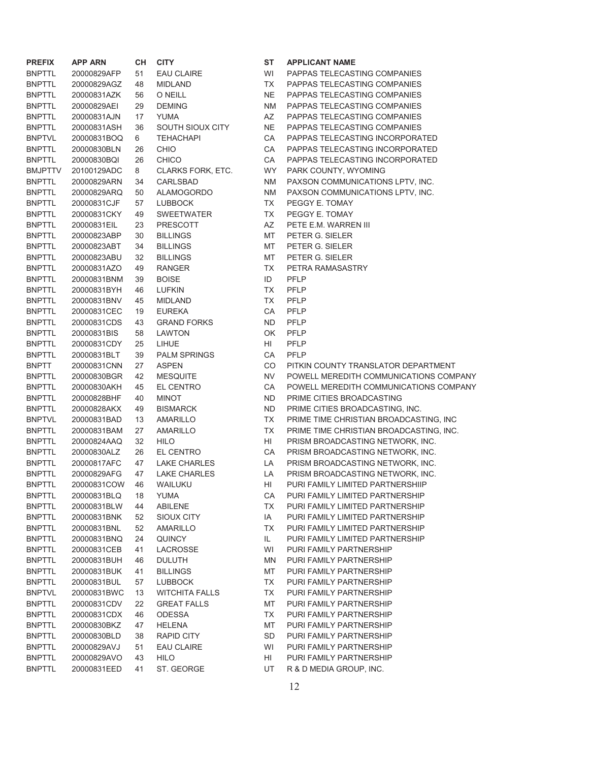| PREFIX | APP ARN | CH | CITY | ST | APPLICANT NAME |
|---|---|---|---|---|---|
| BNPTTL | 20000829AFP | 51 | EAU CLAIRE | WI | PAPPAS TELECASTING COMPANIES |
| BNPTTL | 20000829AGZ | 48 | MIDLAND | TX | PAPPAS TELECASTING COMPANIES |
| BNPTTL | 20000831AZK | 56 | O NEILL | NE | PAPPAS TELECASTING COMPANIES |
| BNPTTL | 20000829AEI | 29 | DEMING | NM | PAPPAS TELECASTING COMPANIES |
| BNPTTL | 20000831AJN | 17 | YUMA | AZ | PAPPAS TELECASTING COMPANIES |
| BNPTTL | 20000831ASH | 36 | SOUTH SIOUX CITY | NE | PAPPAS TELECASTING COMPANIES |
| BNPTVL | 20000831BOQ | 6 | TEHACHAPI | CA | PAPPAS TELECASTING INCORPORATED |
| BNPTTL | 20000830BLN | 26 | CHIO | CA | PAPPAS TELECASTING INCORPORATED |
| BNPTTL | 20000830BQI | 26 | CHICO | CA | PAPPAS TELECASTING INCORPORATED |
| BMJPTTV | 20100129ADC | 8 | CLARKS FORK, ETC. | WY | PARK COUNTY, WYOMING |
| BNPTTL | 20000829ARN | 34 | CARLSBAD | NM | PAXSON COMMUNICATIONS LPTV, INC. |
| BNPTTL | 20000829ARQ | 50 | ALAMOGORDO | NM | PAXSON COMMUNICATIONS LPTV, INC. |
| BNPTTL | 20000831CJF | 57 | LUBBOCK | TX | PEGGY E. TOMAY |
| BNPTTL | 20000831CKY | 49 | SWEETWATER | TX | PEGGY E. TOMAY |
| BNPTTL | 20000831EIL | 23 | PRESCOTT | AZ | PETE E.M. WARREN III |
| BNPTTL | 20000823ABP | 30 | BILLINGS | MT | PETER G. SIELER |
| BNPTTL | 20000823ABT | 34 | BILLINGS | MT | PETER G. SIELER |
| BNPTTL | 20000823ABU | 32 | BILLINGS | MT | PETER G. SIELER |
| BNPTTL | 20000831AZO | 49 | RANGER | TX | PETRA RAMASASTRY |
| BNPTTL | 20000831BNM | 39 | BOISE | ID | PFLP |
| BNPTTL | 20000831BYH | 46 | LUFKIN | TX | PFLP |
| BNPTTL | 20000831BNV | 45 | MIDLAND | TX | PFLP |
| BNPTTL | 20000831CEC | 19 | EUREKA | CA | PFLP |
| BNPTTL | 20000831CDS | 43 | GRAND FORKS | ND | PFLP |
| BNPTTL | 20000831BIS | 58 | LAWTON | OK | PFLP |
| BNPTTL | 20000831CDY | 25 | LIHUE | HI | PFLP |
| BNPTTL | 20000831BLT | 39 | PALM SPRINGS | CA | PFLP |
| BNPTT | 20000831CNN | 27 | ASPEN | CO | PITKIN COUNTY TRANSLATOR DEPARTMENT |
| BNPTTL | 20000830BGR | 42 | MESQUITE | NV | POWELL MEREDITH COMMUNICATIONS COMPANY |
| BNPTTL | 20000830AKH | 45 | EL CENTRO | CA | POWELL MEREDITH COMMUNICATIONS COMPANY |
| BNPTTL | 20000828BHF | 40 | MINOT | ND | PRIME CITIES BROADCASTING |
| BNPTTL | 20000828AKX | 49 | BISMARCK | ND | PRIME CITIES BROADCASTING, INC. |
| BNPTVL | 20000831BAD | 13 | AMARILLO | TX | PRIME TIME CHRISTIAN BROADCASTING, INC |
| BNPTTL | 20000831BAM | 27 | AMARILLO | TX | PRIME TIME CHRISTIAN BROADCASTING, INC. |
| BNPTTL | 20000824AAQ | 32 | HILO | HI | PRISM BROADCASTING NETWORK, INC. |
| BNPTTL | 20000830ALZ | 26 | EL CENTRO | CA | PRISM BROADCASTING NETWORK, INC. |
| BNPTTL | 20000817AFC | 47 | LAKE CHARLES | LA | PRISM BROADCASTING NETWORK, INC. |
| BNPTTL | 20000829AFG | 47 | LAKE CHARLES | LA | PRISM BROADCASTING NETWORK, INC. |
| BNPTTL | 20000831COW | 46 | WAILUKU | HI | PURI FAMILY LIMITED PARTNERSHIIP |
| BNPTTL | 20000831BLQ | 18 | YUMA | CA | PURI FAMILY LIMITED PARTNERSHIP |
| BNPTTL | 20000831BLW | 44 | ABILENE | TX | PURI FAMILY LIMITED PARTNERSHIP |
| BNPTTL | 20000831BNK | 52 | SIOUX CITY | IA | PURI FAMILY LIMITED PARTNERSHIP |
| BNPTTL | 20000831BNL | 52 | AMARILLO | TX | PURI FAMILY LIMITED PARTNERSHIP |
| BNPTTL | 20000831BNQ | 24 | QUINCY | IL | PURI FAMILY LIMITED PARTNERSHIP |
| BNPTTL | 20000831CEB | 41 | LACROSSE | WI | PURI FAMILY PARTNERSHIP |
| BNPTTL | 20000831BUH | 46 | DULUTH | MN | PURI FAMILY PARTNERSHIP |
| BNPTTL | 20000831BUK | 41 | BILLINGS | MT | PURI FAMILY PARTNERSHIP |
| BNPTTL | 20000831BUL | 57 | LUBBOCK | TX | PURI FAMILY PARTNERSHIP |
| BNPTVL | 20000831BWC | 13 | WITCHITA FALLS | TX | PURI FAMILY PARTNERSHIP |
| BNPTTL | 20000831CDV | 22 | GREAT FALLS | MT | PURI FAMILY PARTNERSHIP |
| BNPTTL | 20000831CDX | 46 | ODESSA | TX | PURI FAMILY PARTNERSHIP |
| BNPTTL | 20000830BKZ | 47 | HELENA | MT | PURI FAMILY PARTNERSHIP |
| BNPTTL | 20000830BLD | 38 | RAPID CITY | SD | PURI FAMILY PARTNERSHIP |
| BNPTTL | 20000829AVJ | 51 | EAU CLAIRE | WI | PURI FAMILY PARTNERSHIP |
| BNPTTL | 20000829AVO | 43 | HILO | HI | PURI FAMILY PARTNERSHIP |
| BNPTTL | 20000831EED | 41 | ST. GEORGE | UT | R & D MEDIA GROUP, INC. |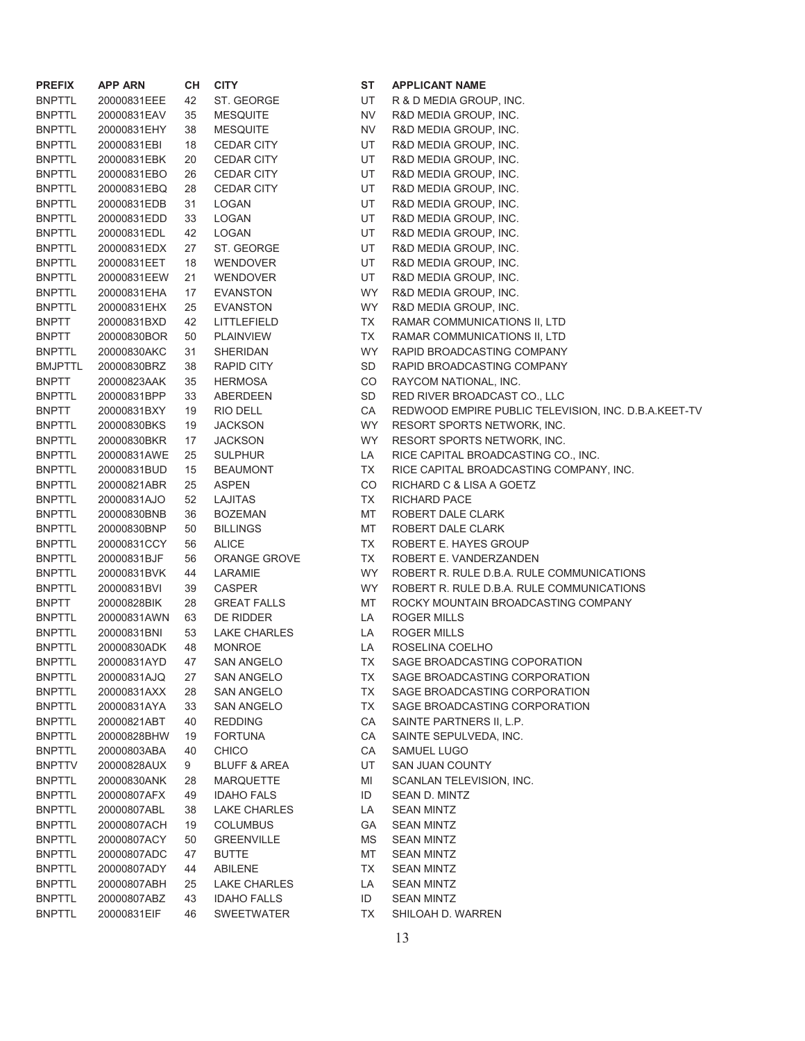| PREFIX | APP ARN | CH | CITY | ST | APPLICANT NAME |
|---|---|---|---|---|---|
| BNPTTL | 20000831EEE | 42 | ST. GEORGE | UT | R & D MEDIA GROUP, INC. |
| BNPTTL | 20000831EAV | 35 | MESQUITE | NV | R&D MEDIA GROUP, INC. |
| BNPTTL | 20000831EHY | 38 | MESQUITE | NV | R&D MEDIA GROUP, INC. |
| BNPTTL | 20000831EBI | 18 | CEDAR CITY | UT | R&D MEDIA GROUP, INC. |
| BNPTTL | 20000831EBK | 20 | CEDAR CITY | UT | R&D MEDIA GROUP, INC. |
| BNPTTL | 20000831EBO | 26 | CEDAR CITY | UT | R&D MEDIA GROUP, INC. |
| BNPTTL | 20000831EBQ | 28 | CEDAR CITY | UT | R&D MEDIA GROUP, INC. |
| BNPTTL | 20000831EDB | 31 | LOGAN | UT | R&D MEDIA GROUP, INC. |
| BNPTTL | 20000831EDD | 33 | LOGAN | UT | R&D MEDIA GROUP, INC. |
| BNPTTL | 20000831EDL | 42 | LOGAN | UT | R&D MEDIA GROUP, INC. |
| BNPTTL | 20000831EDX | 27 | ST. GEORGE | UT | R&D MEDIA GROUP, INC. |
| BNPTTL | 20000831EET | 18 | WENDOVER | UT | R&D MEDIA GROUP, INC. |
| BNPTTL | 20000831EEW | 21 | WENDOVER | UT | R&D MEDIA GROUP, INC. |
| BNPTTL | 20000831EHA | 17 | EVANSTON | WY | R&D MEDIA GROUP, INC. |
| BNPTTL | 20000831EHX | 25 | EVANSTON | WY | R&D MEDIA GROUP, INC. |
| BNPTT | 20000831BXD | 42 | LITTLEFIELD | TX | RAMAR COMMUNICATIONS II, LTD |
| BNPTT | 20000830BOR | 50 | PLAINVIEW | TX | RAMAR COMMUNICATIONS II, LTD |
| BNPTTL | 20000830AKC | 31 | SHERIDAN | WY | RAPID BROADCASTING COMPANY |
| BMJPTTL | 20000830BRZ | 38 | RAPID CITY | SD | RAPID BROADCASTING COMPANY |
| BNPTT | 20000823AAK | 35 | HERMOSA | CO | RAYCOM NATIONAL, INC. |
| BNPTTL | 20000831BPP | 33 | ABERDEEN | SD | RED RIVER BROADCAST CO., LLC |
| BNPTT | 20000831BXY | 19 | RIO DELL | CA | REDWOOD EMPIRE PUBLIC TELEVISION, INC. D.B.A.KEET-TV |
| BNPTTL | 20000830BKS | 19 | JACKSON | WY | RESORT SPORTS NETWORK, INC. |
| BNPTTL | 20000830BKR | 17 | JACKSON | WY | RESORT SPORTS NETWORK, INC. |
| BNPTTL | 20000831AWE | 25 | SULPHUR | LA | RICE CAPITAL BROADCASTING CO., INC. |
| BNPTTL | 20000831BUD | 15 | BEAUMONT | TX | RICE CAPITAL BROADCASTING COMPANY, INC. |
| BNPTTL | 20000821ABR | 25 | ASPEN | CO | RICHARD C & LISA A GOETZ |
| BNPTTL | 20000831AJO | 52 | LAJITAS | TX | RICHARD PACE |
| BNPTTL | 20000830BNB | 36 | BOZEMAN | MT | ROBERT DALE CLARK |
| BNPTTL | 20000830BNP | 50 | BILLINGS | MT | ROBERT DALE CLARK |
| BNPTTL | 20000831CCY | 56 | ALICE | TX | ROBERT E. HAYES GROUP |
| BNPTTL | 20000831BJF | 56 | ORANGE GROVE | TX | ROBERT E. VANDERZANDEN |
| BNPTTL | 20000831BVK | 44 | LARAMIE | WY | ROBERT R. RULE D.B.A. RULE COMMUNICATIONS |
| BNPTTL | 20000831BVI | 39 | CASPER | WY | ROBERT R. RULE D.B.A. RULE COMMUNICATIONS |
| BNPTT | 20000828BIK | 28 | GREAT FALLS | MT | ROCKY MOUNTAIN BROADCASTING COMPANY |
| BNPTTL | 20000831AWN | 63 | DE RIDDER | LA | ROGER MILLS |
| BNPTTL | 20000831BNI | 53 | LAKE CHARLES | LA | ROGER MILLS |
| BNPTTL | 20000830ADK | 48 | MONROE | LA | ROSELINA COELHO |
| BNPTTL | 20000831AYD | 47 | SAN ANGELO | TX | SAGE BROADCASTING COPORATION |
| BNPTTL | 20000831AJQ | 27 | SAN ANGELO | TX | SAGE BROADCASTING CORPORATION |
| BNPTTL | 20000831AXX | 28 | SAN ANGELO | TX | SAGE BROADCASTING CORPORATION |
| BNPTTL | 20000831AYA | 33 | SAN ANGELO | TX | SAGE BROADCASTING CORPORATION |
| BNPTTL | 20000821ABT | 40 | REDDING | CA | SAINTE PARTNERS II, L.P. |
| BNPTTL | 20000828BHW | 19 | FORTUNA | CA | SAINTE SEPULVEDA, INC. |
| BNPTTL | 20000803ABA | 40 | CHICO | CA | SAMUEL LUGO |
| BNPTTV | 20000828AUX | 9 | BLUFF & AREA | UT | SAN JUAN COUNTY |
| BNPTTL | 20000830ANK | 28 | MARQUETTE | MI | SCANLAN TELEVISION, INC. |
| BNPTTL | 20000807AFX | 49 | IDAHO FALS | ID | SEAN D. MINTZ |
| BNPTTL | 20000807ABL | 38 | LAKE CHARLES | LA | SEAN MINTZ |
| BNPTTL | 20000807ACH | 19 | COLUMBUS | GA | SEAN MINTZ |
| BNPTTL | 20000807ACY | 50 | GREENVILLE | MS | SEAN MINTZ |
| BNPTTL | 20000807ADC | 47 | BUTTE | MT | SEAN MINTZ |
| BNPTTL | 20000807ADY | 44 | ABILENE | TX | SEAN MINTZ |
| BNPTTL | 20000807ABH | 25 | LAKE CHARLES | LA | SEAN MINTZ |
| BNPTTL | 20000807ABZ | 43 | IDAHO FALLS | ID | SEAN MINTZ |
| BNPTTL | 20000831EIF | 46 | SWEETWATER | TX | SHILOAH D. WARREN |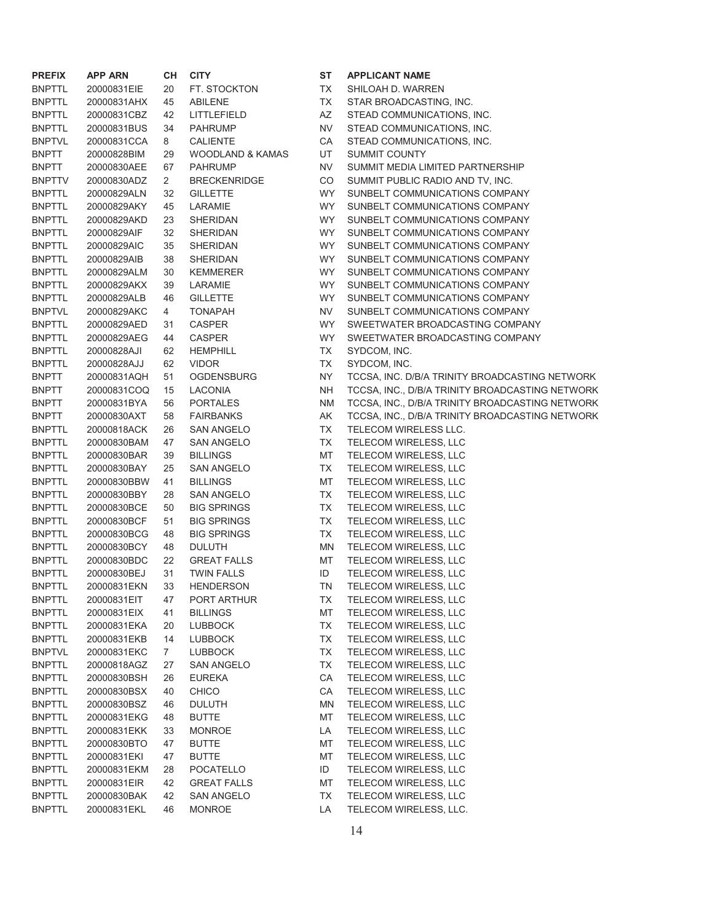| PREFIX | APP ARN | CH | CITY | ST | APPLICANT NAME |
|---|---|---|---|---|---|
| BNPTTL | 20000831EIE | 20 | FT. STOCKTON | TX | SHILOAH D. WARREN |
| BNPTTL | 20000831AHX | 45 | ABILENE | TX | STAR BROADCASTING, INC. |
| BNPTTL | 20000831CBZ | 42 | LITTLEFIELD | AZ | STEAD COMMUNICATIONS, INC. |
| BNPTTL | 20000831BUS | 34 | PAHRUMP | NV | STEAD COMMUNICATIONS, INC. |
| BNPTVL | 20000831CCA | 8 | CALIENTE | CA | STEAD COMMUNICATIONS, INC. |
| BNPTT | 20000828BIM | 29 | WOODLAND & KAMAS | UT | SUMMIT COUNTY |
| BNPTT | 20000830AEE | 67 | PAHRUMP | NV | SUMMIT MEDIA LIMITED PARTNERSHIP |
| BNPTTV | 20000830ADZ | 2 | BRECKENRIDGE | CO | SUMMIT PUBLIC RADIO AND TV, INC. |
| BNPTTL | 20000829ALN | 32 | GILLETTE | WY | SUNBELT COMMUNICATIONS COMPANY |
| BNPTTL | 20000829AKY | 45 | LARAMIE | WY | SUNBELT COMMUNICATIONS COMPANY |
| BNPTTL | 20000829AKD | 23 | SHERIDAN | WY | SUNBELT COMMUNICATIONS COMPANY |
| BNPTTL | 20000829AIF | 32 | SHERIDAN | WY | SUNBELT COMMUNICATIONS COMPANY |
| BNPTTL | 20000829AIC | 35 | SHERIDAN | WY | SUNBELT COMMUNICATIONS COMPANY |
| BNPTTL | 20000829AIB | 38 | SHERIDAN | WY | SUNBELT COMMUNICATIONS COMPANY |
| BNPTTL | 20000829ALM | 30 | KEMMERER | WY | SUNBELT COMMUNICATIONS COMPANY |
| BNPTTL | 20000829AKX | 39 | LARAMIE | WY | SUNBELT COMMUNICATIONS COMPANY |
| BNPTTL | 20000829ALB | 46 | GILLETTE | WY | SUNBELT COMMUNICATIONS COMPANY |
| BNPTVL | 20000829AKC | 4 | TONAPAH | NV | SUNBELT COMMUNICATIONS COMPANY |
| BNPTTL | 20000829AED | 31 | CASPER | WY | SWEETWATER BROADCASTING COMPANY |
| BNPTTL | 20000829AEG | 44 | CASPER | WY | SWEETWATER BROADCASTING COMPANY |
| BNPTTL | 20000828AJI | 62 | HEMPHILL | TX | SYDCOM, INC. |
| BNPTTL | 20000828AJJ | 62 | VIDOR | TX | SYDCOM, INC. |
| BNPTT | 20000831AQH | 51 | OGDENSBURG | NY | TCCSA, INC. D/B/A TRINITY BROADCASTING NETWORK |
| BNPTT | 20000831COQ | 15 | LACONIA | NH | TCCSA, INC., D/B/A TRINITY BROADCASTING NETWORK |
| BNPTT | 20000831BYA | 56 | PORTALES | NM | TCCSA, INC., D/B/A TRINITY BROADCASTING NETWORK |
| BNPTT | 20000830AXT | 58 | FAIRBANKS | AK | TCCSA, INC., D/B/A TRINITY BROADCASTING NETWORK |
| BNPTTL | 20000818ACK | 26 | SAN ANGELO | TX | TELECOM WIRELESS LLC. |
| BNPTTL | 20000830BAM | 47 | SAN ANGELO | TX | TELECOM WIRELESS, LLC |
| BNPTTL | 20000830BAR | 39 | BILLINGS | MT | TELECOM WIRELESS, LLC |
| BNPTTL | 20000830BAY | 25 | SAN ANGELO | TX | TELECOM WIRELESS, LLC |
| BNPTTL | 20000830BBW | 41 | BILLINGS | MT | TELECOM WIRELESS, LLC |
| BNPTTL | 20000830BBY | 28 | SAN ANGELO | TX | TELECOM WIRELESS, LLC |
| BNPTTL | 20000830BCE | 50 | BIG SPRINGS | TX | TELECOM WIRELESS, LLC |
| BNPTTL | 20000830BCF | 51 | BIG SPRINGS | TX | TELECOM WIRELESS, LLC |
| BNPTTL | 20000830BCG | 48 | BIG SPRINGS | TX | TELECOM WIRELESS, LLC |
| BNPTTL | 20000830BCY | 48 | DULUTH | MN | TELECOM WIRELESS, LLC |
| BNPTTL | 20000830BDC | 22 | GREAT FALLS | MT | TELECOM WIRELESS, LLC |
| BNPTTL | 20000830BEJ | 31 | TWIN FALLS | ID | TELECOM WIRELESS, LLC |
| BNPTTL | 20000831EKN | 33 | HENDERSON | TN | TELECOM WIRELESS, LLC |
| BNPTTL | 20000831EIT | 47 | PORT ARTHUR | TX | TELECOM WIRELESS, LLC |
| BNPTTL | 20000831EIX | 41 | BILLINGS | MT | TELECOM WIRELESS, LLC |
| BNPTTL | 20000831EKA | 20 | LUBBOCK | TX | TELECOM WIRELESS, LLC |
| BNPTTL | 20000831EKB | 14 | LUBBOCK | TX | TELECOM WIRELESS, LLC |
| BNPTVL | 20000831EKC | 7 | LUBBOCK | TX | TELECOM WIRELESS, LLC |
| BNPTTL | 20000818AGZ | 27 | SAN ANGELO | TX | TELECOM WIRELESS, LLC |
| BNPTTL | 20000830BSH | 26 | EUREKA | CA | TELECOM WIRELESS, LLC |
| BNPTTL | 20000830BSX | 40 | CHICO | CA | TELECOM WIRELESS, LLC |
| BNPTTL | 20000830BSZ | 46 | DULUTH | MN | TELECOM WIRELESS, LLC |
| BNPTTL | 20000831EKG | 48 | BUTTE | MT | TELECOM WIRELESS, LLC |
| BNPTTL | 20000831EKK | 33 | MONROE | LA | TELECOM WIRELESS, LLC |
| BNPTTL | 20000830BTO | 47 | BUTTE | MT | TELECOM WIRELESS, LLC |
| BNPTTL | 20000831EKI | 47 | BUTTE | MT | TELECOM WIRELESS, LLC |
| BNPTTL | 20000831EKM | 28 | POCATELLO | ID | TELECOM WIRELESS, LLC |
| BNPTTL | 20000831EIR | 42 | GREAT FALLS | MT | TELECOM WIRELESS, LLC |
| BNPTTL | 20000830BAK | 42 | SAN ANGELO | TX | TELECOM WIRELESS, LLC |
| BNPTTL | 20000831EKL | 46 | MONROE | LA | TELECOM WIRELESS, LLC. |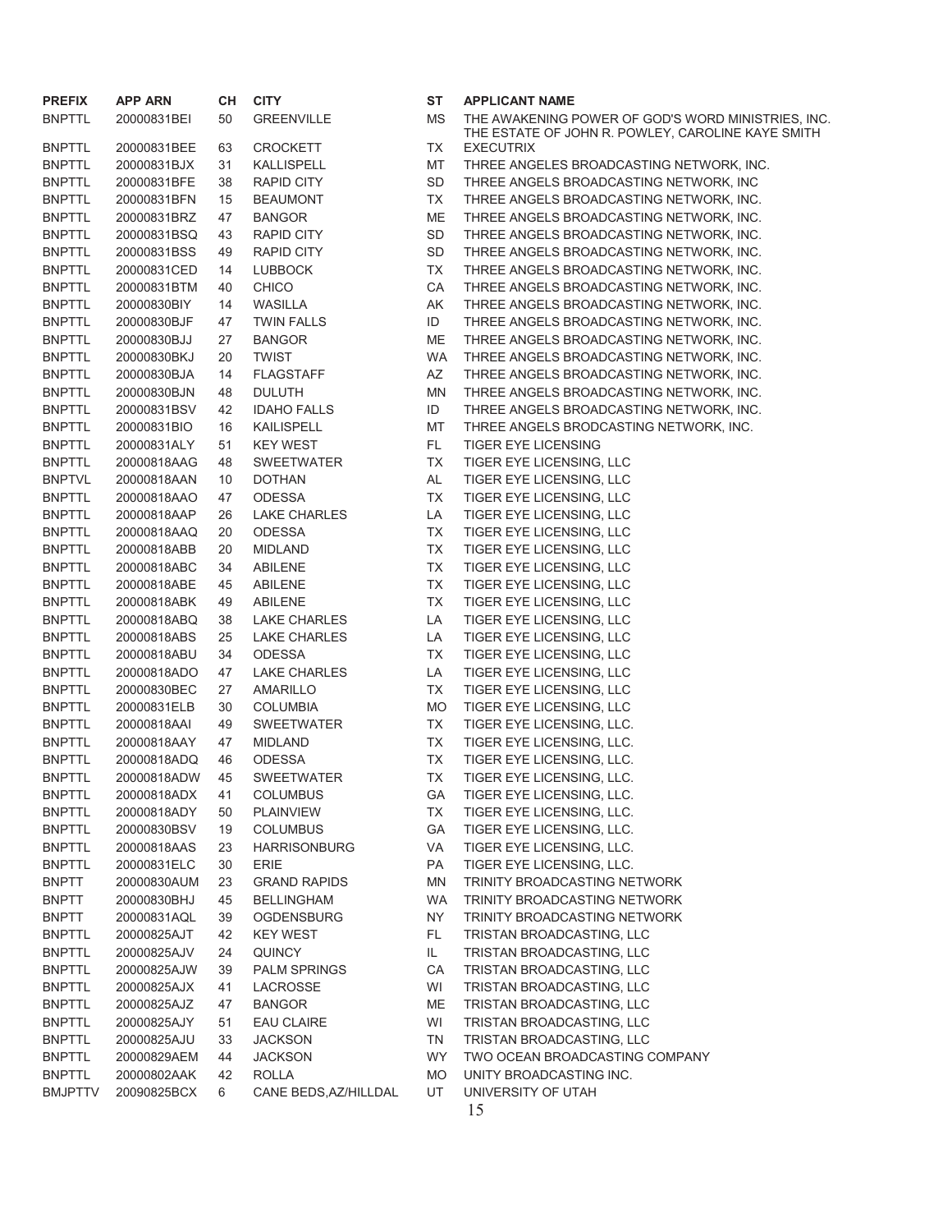| PREFIX | APP ARN | CH | CITY | ST | APPLICANT NAME |
|---|---|---|---|---|---|
| BNPTTL | 20000831BEI | 50 | GREENVILLE | MS | THE AWAKENING POWER OF GOD'S WORD MINISTRIES, INC. |
| BNPTTL | 20000831BEE | 63 | CROCKETT | TX | THE ESTATE OF JOHN R. POWLEY, CAROLINE KAYE SMITH EXECUTRIX |
| BNPTTL | 20000831BJX | 31 | KALLISPELL | MT | THREE ANGELES BROADCASTING NETWORK, INC. |
| BNPTTL | 20000831BFE | 38 | RAPID CITY | SD | THREE ANGELS BROADCASTING NETWORK, INC |
| BNPTTL | 20000831BFN | 15 | BEAUMONT | TX | THREE ANGELS BROADCASTING NETWORK, INC. |
| BNPTTL | 20000831BRZ | 47 | BANGOR | ME | THREE ANGELS BROADCASTING NETWORK, INC. |
| BNPTTL | 20000831BSQ | 43 | RAPID CITY | SD | THREE ANGELS BROADCASTING NETWORK, INC. |
| BNPTTL | 20000831BSS | 49 | RAPID CITY | SD | THREE ANGELS BROADCASTING NETWORK, INC. |
| BNPTTL | 20000831CED | 14 | LUBBOCK | TX | THREE ANGELS BROADCASTING NETWORK, INC. |
| BNPTTL | 20000831BTM | 40 | CHICO | CA | THREE ANGELS BROADCASTING NETWORK, INC. |
| BNPTTL | 20000830BIY | 14 | WASILLA | AK | THREE ANGELS BROADCASTING NETWORK, INC. |
| BNPTTL | 20000830BJF | 47 | TWIN FALLS | ID | THREE ANGELS BROADCASTING NETWORK, INC. |
| BNPTTL | 20000830BJJ | 27 | BANGOR | ME | THREE ANGELS BROADCASTING NETWORK, INC. |
| BNPTTL | 20000830BKJ | 20 | TWIST | WA | THREE ANGELS BROADCASTING NETWORK, INC. |
| BNPTTL | 20000830BJA | 14 | FLAGSTAFF | AZ | THREE ANGELS BROADCASTING NETWORK, INC. |
| BNPTTL | 20000830BJN | 48 | DULUTH | MN | THREE ANGELS BROADCASTING NETWORK, INC. |
| BNPTTL | 20000831BSV | 42 | IDAHO FALLS | ID | THREE ANGELS BROADCASTING NETWORK, INC. |
| BNPTTL | 20000831BIO | 16 | KAILISPELL | MT | THREE ANGELS BRODCASTING NETWORK, INC. |
| BNPTTL | 20000831ALY | 51 | KEY WEST | FL | TIGER EYE LICENSING |
| BNPTTL | 20000818AAG | 48 | SWEETWATER | TX | TIGER EYE LICENSING, LLC |
| BNPTVL | 20000818AAN | 10 | DOTHAN | AL | TIGER EYE LICENSING, LLC |
| BNPTTL | 20000818AAO | 47 | ODESSA | TX | TIGER EYE LICENSING, LLC |
| BNPTTL | 20000818AAP | 26 | LAKE CHARLES | LA | TIGER EYE LICENSING, LLC |
| BNPTTL | 20000818AAQ | 20 | ODESSA | TX | TIGER EYE LICENSING, LLC |
| BNPTTL | 20000818ABB | 20 | MIDLAND | TX | TIGER EYE LICENSING, LLC |
| BNPTTL | 20000818ABC | 34 | ABILENE | TX | TIGER EYE LICENSING, LLC |
| BNPTTL | 20000818ABE | 45 | ABILENE | TX | TIGER EYE LICENSING, LLC |
| BNPTTL | 20000818ABK | 49 | ABILENE | TX | TIGER EYE LICENSING, LLC |
| BNPTTL | 20000818ABQ | 38 | LAKE CHARLES | LA | TIGER EYE LICENSING, LLC |
| BNPTTL | 20000818ABS | 25 | LAKE CHARLES | LA | TIGER EYE LICENSING, LLC |
| BNPTTL | 20000818ABU | 34 | ODESSA | TX | TIGER EYE LICENSING, LLC |
| BNPTTL | 20000818ADO | 47 | LAKE CHARLES | LA | TIGER EYE LICENSING, LLC |
| BNPTTL | 20000830BEC | 27 | AMARILLO | TX | TIGER EYE LICENSING, LLC |
| BNPTTL | 20000831ELB | 30 | COLUMBIA | MO | TIGER EYE LICENSING, LLC |
| BNPTTL | 20000818AAI | 49 | SWEETWATER | TX | TIGER EYE LICENSING, LLC. |
| BNPTTL | 20000818AAY | 47 | MIDLAND | TX | TIGER EYE LICENSING, LLC. |
| BNPTTL | 20000818ADQ | 46 | ODESSA | TX | TIGER EYE LICENSING, LLC. |
| BNPTTL | 20000818ADW | 45 | SWEETWATER | TX | TIGER EYE LICENSING, LLC. |
| BNPTTL | 20000818ADX | 41 | COLUMBUS | GA | TIGER EYE LICENSING, LLC. |
| BNPTTL | 20000818ADY | 50 | PLAINVIEW | TX | TIGER EYE LICENSING, LLC. |
| BNPTTL | 20000830BSV | 19 | COLUMBUS | GA | TIGER EYE LICENSING, LLC. |
| BNPTTL | 20000818AAS | 23 | HARRISONBURG | VA | TIGER EYE LICENSING, LLC. |
| BNPTTL | 20000831ELC | 30 | ERIE | PA | TIGER EYE LICENSING, LLC. |
| BNPTT | 20000830AUM | 23 | GRAND RAPIDS | MN | TRINITY BROADCASTING NETWORK |
| BNPTT | 20000830BHJ | 45 | BELLINGHAM | WA | TRINITY BROADCASTING NETWORK |
| BNPTT | 20000831AQL | 39 | OGDENSBURG | NY | TRINITY BROADCASTING NETWORK |
| BNPTTL | 20000825AJT | 42 | KEY WEST | FL | TRISTAN BROADCASTING, LLC |
| BNPTTL | 20000825AJV | 24 | QUINCY | IL | TRISTAN BROADCASTING, LLC |
| BNPTTL | 20000825AJW | 39 | PALM SPRINGS | CA | TRISTAN BROADCASTING, LLC |
| BNPTTL | 20000825AJX | 41 | LACROSSE | WI | TRISTAN BROADCASTING, LLC |
| BNPTTL | 20000825AJZ | 47 | BANGOR | ME | TRISTAN BROADCASTING, LLC |
| BNPTTL | 20000825AJY | 51 | EAU CLAIRE | WI | TRISTAN BROADCASTING, LLC |
| BNPTTL | 20000825AJU | 33 | JACKSON | TN | TRISTAN BROADCASTING, LLC |
| BNPTTL | 20000829AEM | 44 | JACKSON | WY | TWO OCEAN BROADCASTING COMPANY |
| BNPTTL | 20000802AAK | 42 | ROLLA | MO | UNITY BROADCASTING INC. |
| BMJPTTV | 20090825BCX | 6 | CANE BEDS,AZ/HILLDAL | UT | UNIVERSITY OF UTAH |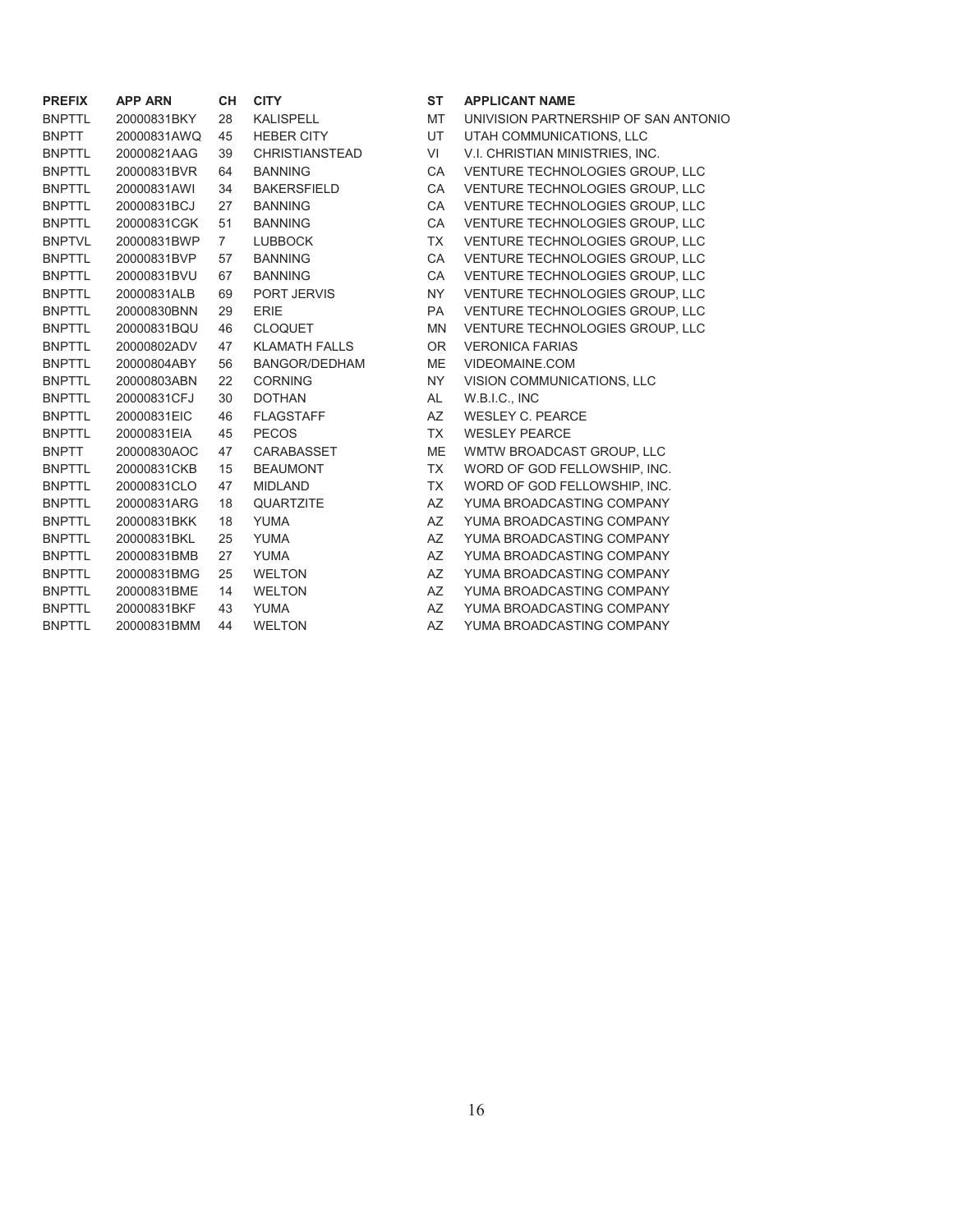| PREFIX | APP ARN | CH | CITY | ST | APPLICANT NAME |
|---|---|---|---|---|---|
| BNPTTL | 20000831BKY | 28 | KALISPELL | MT | UNIVISION PARTNERSHIP OF SAN ANTONIO |
| BNPTT | 20000831AWQ | 45 | HEBER CITY | UT | UTAH COMMUNICATIONS, LLC |
| BNPTTL | 20000821AAG | 39 | CHRISTIANSTEAD | VI | V.I. CHRISTIAN MINISTRIES, INC. |
| BNPTTL | 20000831BVR | 64 | BANNING | CA | VENTURE TECHNOLOGIES GROUP, LLC |
| BNPTTL | 20000831AWI | 34 | BAKERSFIELD | CA | VENTURE TECHNOLOGIES GROUP, LLC |
| BNPTTL | 20000831BCJ | 27 | BANNING | CA | VENTURE TECHNOLOGIES GROUP, LLC |
| BNPTTL | 20000831CGK | 51 | BANNING | CA | VENTURE TECHNOLOGIES GROUP, LLC |
| BNPTVL | 20000831BWP | 7 | LUBBOCK | TX | VENTURE TECHNOLOGIES GROUP, LLC |
| BNPTTL | 20000831BVP | 57 | BANNING | CA | VENTURE TECHNOLOGIES GROUP, LLC |
| BNPTTL | 20000831BVU | 67 | BANNING | CA | VENTURE TECHNOLOGIES GROUP, LLC |
| BNPTTL | 20000831ALB | 69 | PORT JERVIS | NY | VENTURE TECHNOLOGIES GROUP, LLC |
| BNPTTL | 20000830BNN | 29 | ERIE | PA | VENTURE TECHNOLOGIES GROUP, LLC |
| BNPTTL | 20000831BQU | 46 | CLOQUET | MN | VENTURE TECHNOLOGIES GROUP, LLC |
| BNPTTL | 20000802ADV | 47 | KLAMATH FALLS | OR | VERONICA FARIAS |
| BNPTTL | 20000804ABY | 56 | BANGOR/DEDHAM | ME | VIDEOMAINE.COM |
| BNPTTL | 20000803ABN | 22 | CORNING | NY | VISION COMMUNICATIONS, LLC |
| BNPTTL | 20000831CFJ | 30 | DOTHAN | AL | W.B.I.C., INC |
| BNPTTL | 20000831EIC | 46 | FLAGSTAFF | AZ | WESLEY C. PEARCE |
| BNPTTL | 20000831EIA | 45 | PECOS | TX | WESLEY PEARCE |
| BNPTT | 20000830AOC | 47 | CARABASSET | ME | WMTW BROADCAST GROUP, LLC |
| BNPTTL | 20000831CKB | 15 | BEAUMONT | TX | WORD OF GOD FELLOWSHIP, INC. |
| BNPTTL | 20000831CLO | 47 | MIDLAND | TX | WORD OF GOD FELLOWSHIP, INC. |
| BNPTTL | 20000831ARG | 18 | QUARTZITE | AZ | YUMA BROADCASTING COMPANY |
| BNPTTL | 20000831BKK | 18 | YUMA | AZ | YUMA BROADCASTING COMPANY |
| BNPTTL | 20000831BKL | 25 | YUMA | AZ | YUMA BROADCASTING COMPANY |
| BNPTTL | 20000831BMB | 27 | YUMA | AZ | YUMA BROADCASTING COMPANY |
| BNPTTL | 20000831BMG | 25 | WELTON | AZ | YUMA BROADCASTING COMPANY |
| BNPTTL | 20000831BME | 14 | WELTON | AZ | YUMA BROADCASTING COMPANY |
| BNPTTL | 20000831BKF | 43 | YUMA | AZ | YUMA BROADCASTING COMPANY |
| BNPTTL | 20000831BMM | 44 | WELTON | AZ | YUMA BROADCASTING COMPANY |